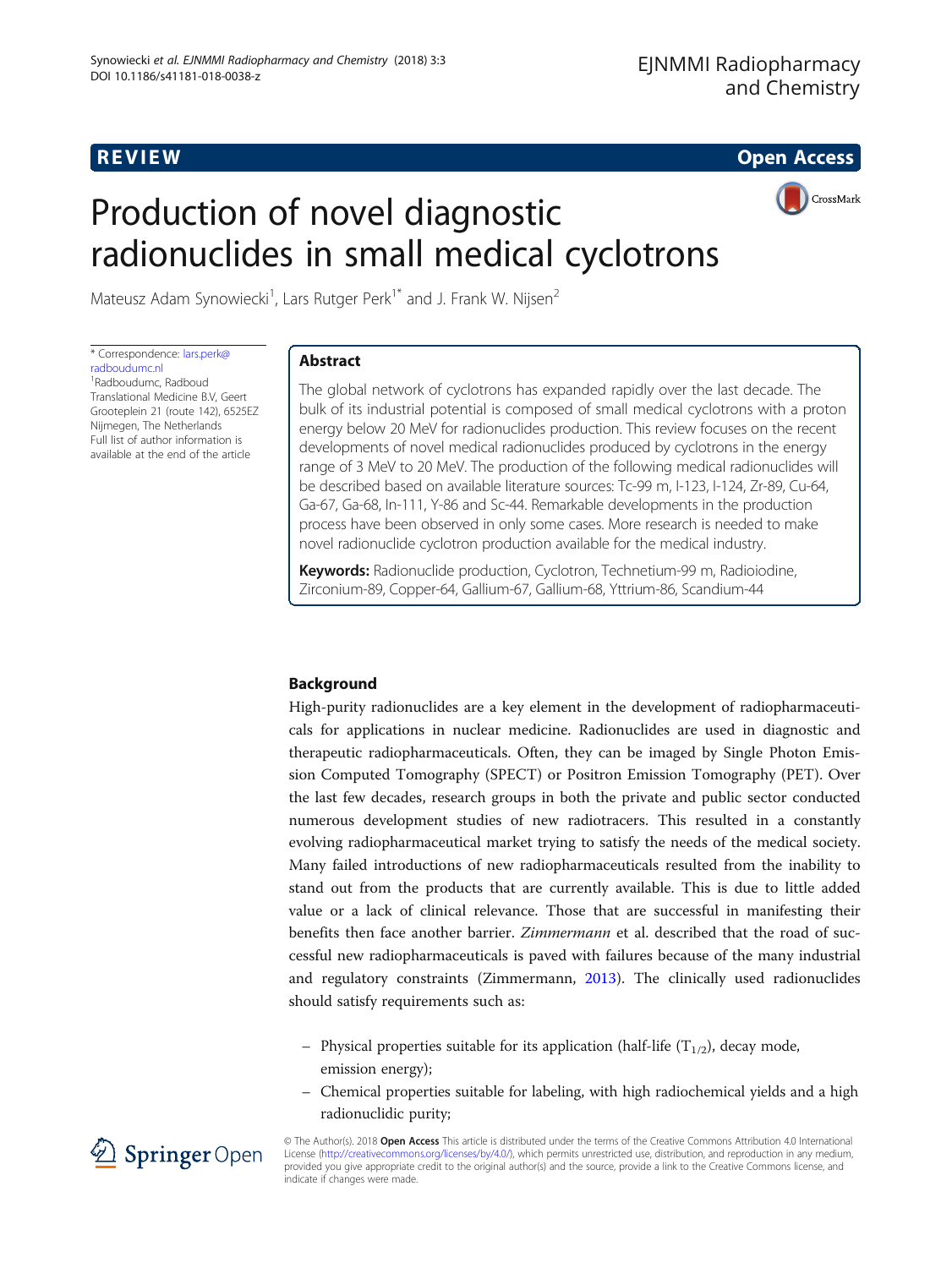REVIEW

Open Access

# Production of novel diagnostic radionuclides in small medical cyclotrons

Mateusz Adam Synowiecki[1], Lars Rutger Perk[1*] and J. Frank W. Nijsen[2]

\* Correspondence: lars.perk@radboudumc.nl
[1]Radboudumc, Radboud Translational Medicine B.V, Geert Grooteplein 21 (route 142), 6525EZ Nijmegen, The Netherlands
Full list of author information is available at the end of the article

## Abstract

The global network of cyclotrons has expanded rapidly over the last decade. The bulk of its industrial potential is composed of small medical cyclotrons with a proton energy below 20 MeV for radionuclides production. This review focuses on the recent developments of novel medical radionuclides produced by cyclotrons in the energy range of 3 MeV to 20 MeV. The production of the following medical radionuclides will be described based on available literature sources: Tc-99 m, I-123, I-124, Zr-89, Cu-64, Ga-67, Ga-68, In-111, Y-86 and Sc-44. Remarkable developments in the production process have been observed in only some cases. More research is needed to make novel radionuclide cyclotron production available for the medical industry.

**Keywords:** Radionuclide production, Cyclotron, Technetium-99 m, Radioiodine, Zirconium-89, Copper-64, Gallium-67, Gallium-68, Yttrium-86, Scandium-44

## Background

High-purity radionuclides are a key element in the development of radiopharmaceuticals for applications in nuclear medicine. Radionuclides are used in diagnostic and therapeutic radiopharmaceuticals. Often, they can be imaged by Single Photon Emission Computed Tomography (SPECT) or Positron Emission Tomography (PET). Over the last few decades, research groups in both the private and public sector conducted numerous development studies of new radiotracers. This resulted in a constantly evolving radiopharmaceutical market trying to satisfy the needs of the medical society. Many failed introductions of new radiopharmaceuticals resulted from the inability to stand out from the products that are currently available. This is due to little added value or a lack of clinical relevance. Those that are successful in manifesting their benefits then face another barrier. *Zimmermann* et al. described that the road of successful new radiopharmaceuticals is paved with failures because of the many industrial and regulatory constraints (Zimmermann, 2013). The clinically used radionuclides should satisfy requirements such as:

- Physical properties suitable for its application (half-life ($T_{1/2}$), decay mode, emission energy);
- Chemical properties suitable for labeling, with high radiochemical yields and a high radionuclidic purity;

© The Author(s). 2018 **Open Access** This article is distributed under the terms of the Creative Commons Attribution 4.0 International License (http://creativecommons.org/licenses/by/4.0/), which permits unrestricted use, distribution, and reproduction in any medium, provided you give appropriate credit to the original author(s) and the source, provide a link to the Creative Commons license, and indicate if changes were made.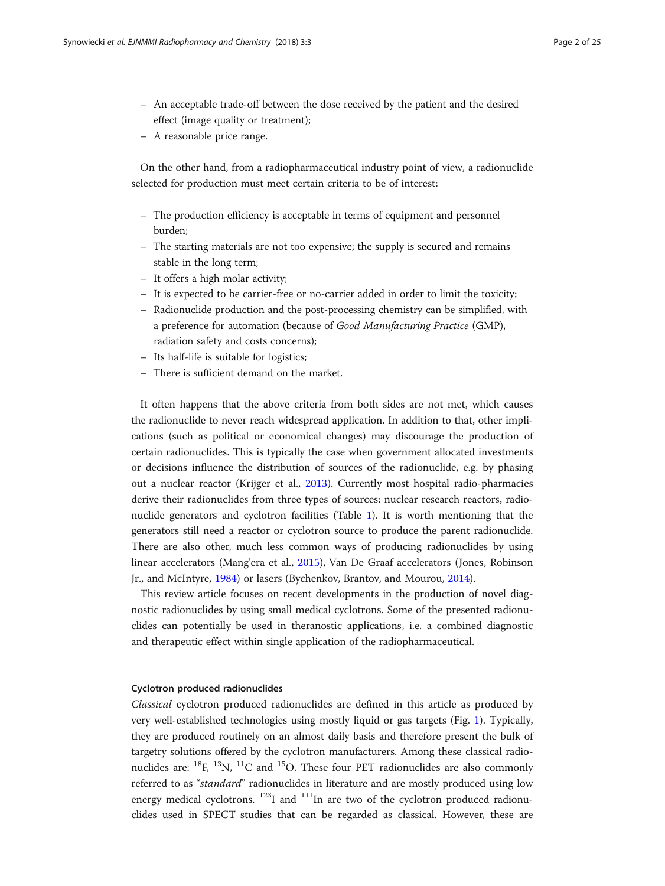- An acceptable trade-off between the dose received by the patient and the desired effect (image quality or treatment);
- A reasonable price range.

On the other hand, from a radiopharmaceutical industry point of view, a radionuclide selected for production must meet certain criteria to be of interest:

- The production efficiency is acceptable in terms of equipment and personnel burden;
- The starting materials are not too expensive; the supply is secured and remains stable in the long term;
- It offers a high molar activity;
- It is expected to be carrier-free or no-carrier added in order to limit the toxicity;
- Radionuclide production and the post-processing chemistry can be simplified, with a preference for automation (because of *Good Manufacturing Practice* (GMP), radiation safety and costs concerns);
- Its half-life is suitable for logistics;
- There is sufficient demand on the market.

It often happens that the above criteria from both sides are not met, which causes the radionuclide to never reach widespread application. In addition to that, other implications (such as political or economical changes) may discourage the production of certain radionuclides. This is typically the case when government allocated investments or decisions influence the distribution of sources of the radionuclide, e.g. by phasing out a nuclear reactor (Krijger et al., 2013). Currently most hospital radio-pharmacies derive their radionuclides from three types of sources: nuclear research reactors, radionuclide generators and cyclotron facilities (Table 1). It is worth mentioning that the generators still need a reactor or cyclotron source to produce the parent radionuclide. There are also other, much less common ways of producing radionuclides by using linear accelerators (Mang'era et al., 2015), Van De Graaf accelerators (Jones, Robinson Jr., and McIntyre, 1984) or lasers (Bychenkov, Brantov, and Mourou, 2014).

This review article focuses on recent developments in the production of novel diagnostic radionuclides by using small medical cyclotrons. Some of the presented radionuclides can potentially be used in theranostic applications, i.e. a combined diagnostic and therapeutic effect within single application of the radiopharmaceutical.

### Cyclotron produced radionuclides

*Classical* cyclotron produced radionuclides are defined in this article as produced by very well-established technologies using mostly liquid or gas targets (Fig. 1). Typically, they are produced routinely on an almost daily basis and therefore present the bulk of targetry solutions offered by the cyclotron manufacturers. Among these classical radionuclides are: $^{18}F$, $^{13}N$, $^{11}C$ and $^{15}O$. These four PET radionuclides are also commonly referred to as "*standard*" radionuclides in literature and are mostly produced using low energy medical cyclotrons. $^{123}I$ and $^{111}In$ are two of the cyclotron produced radionuclides used in SPECT studies that can be regarded as classical. However, these are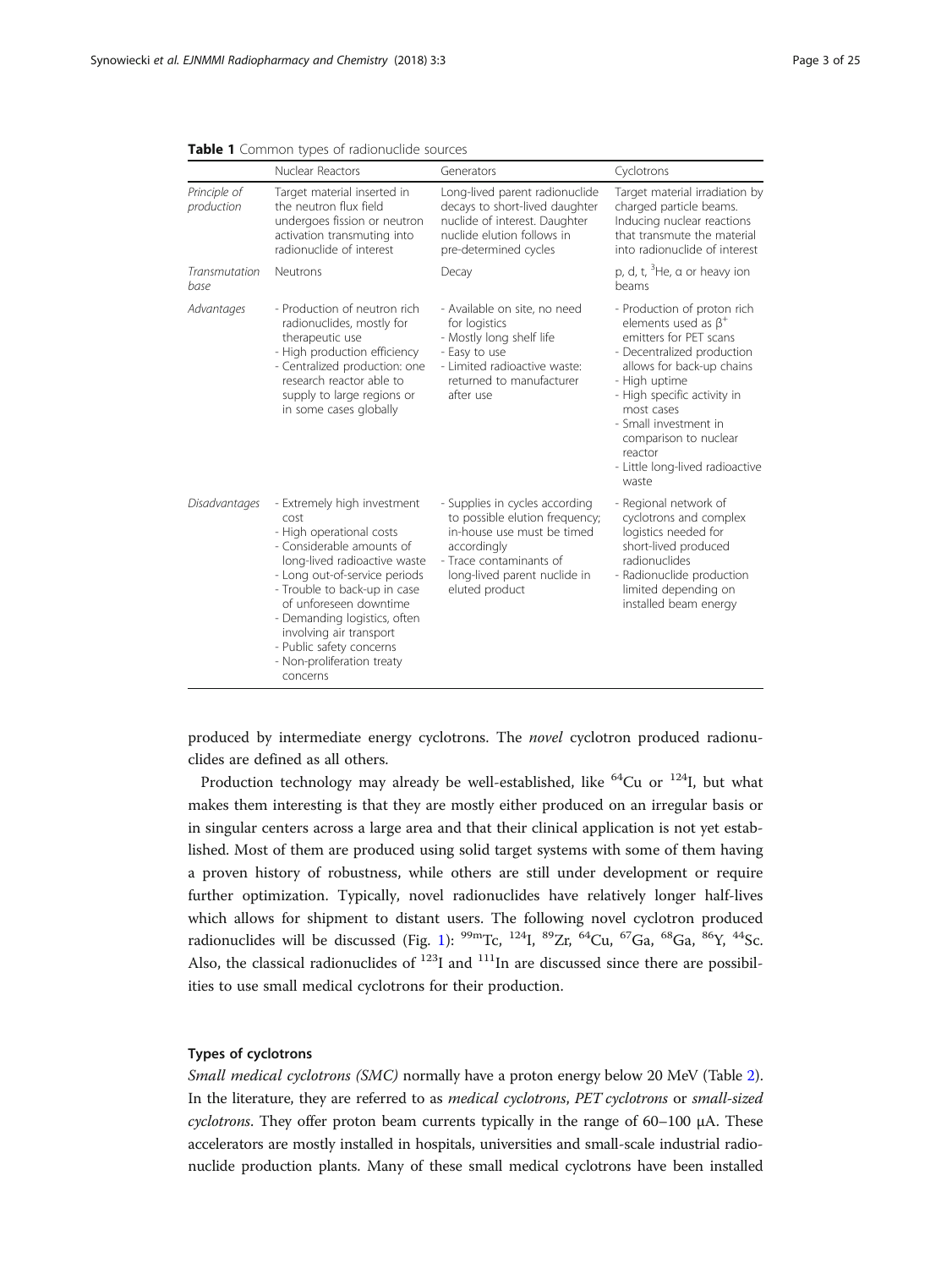**Table 1** Common types of radionuclide sources

| | Nuclear Reactors | Generators | Cyclotrons |
|---|---|---|---|
| *Principle of production* | Target material inserted in the neutron flux field undergoes fission or neutron activation transmuting into radionuclide of interest | Long-lived parent radionuclide decays to short-lived daughter nuclide of interest. Daughter nuclide elution follows in pre-determined cycles | Target material irradiation by charged particle beams. Inducing nuclear reactions that transmute the material into radionuclide of interest |
| *Transmutation base* | Neutrons | Decay | p, d, t, $^{3}$He, α or heavy ion beams |
| *Advantages* | - Production of neutron rich radionuclides, mostly for therapeutic use<br>- High production efficiency<br>- Centralized production: one research reactor able to supply to large regions or in some cases globally | - Available on site, no need for logistics<br>- Mostly long shelf life<br>- Easy to use<br>- Limited radioactive waste: returned to manufacturer after use | - Production of proton rich elements used as $\beta^{+}$ emitters for PET scans<br>- Decentralized production allows for back-up chains<br>- High uptime<br>- High specific activity in most cases<br>- Small investment in comparison to nuclear reactor<br>- Little long-lived radioactive waste |
| *Disadvantages* | - Extremely high investment cost<br>- High operational costs<br>- Considerable amounts of long-lived radioactive waste<br>- Long out-of-service periods<br>- Trouble to back-up in case of unforeseen downtime<br>- Demanding logistics, often involving air transport<br>- Public safety concerns<br>- Non-proliferation treaty concerns | - Supplies in cycles according to possible elution frequency; in-house use must be timed accordingly<br>- Trace contaminants of long-lived parent nuclide in eluted product | - Regional network of cyclotrons and complex logistics needed for short-lived produced radionuclides<br>- Radionuclide production limited depending on installed beam energy |

produced by intermediate energy cyclotrons. The *novel* cyclotron produced radionuclides are defined as all others.

Production technology may already be well-established, like $^{64}$Cu or $^{124}$I, but what makes them interesting is that they are mostly either produced on an irregular basis or in singular centers across a large area and that their clinical application is not yet established. Most of them are produced using solid target systems with some of them having a proven history of robustness, while others are still under development or require further optimization. Typically, novel radionuclides have relatively longer half-lives which allows for shipment to distant users. The following novel cyclotron produced radionuclides will be discussed (Fig. 1): $^{99m}$Tc, $^{124}$I, $^{89}$Zr, $^{64}$Cu, $^{67}$Ga, $^{68}$Ga, $^{86}$Y, $^{44}$Sc. Also, the classical radionuclides of $^{123}$I and $^{111}$In are discussed since there are possibilities to use small medical cyclotrons for their production.

### Types of cyclotrons

*Small medical cyclotrons (SMC)* normally have a proton energy below 20 MeV (Table 2). In the literature, they are referred to as *medical cyclotrons*, *PET cyclotrons* or *small-sized cyclotrons*. They offer proton beam currents typically in the range of 60–100 μA. These accelerators are mostly installed in hospitals, universities and small-scale industrial radionuclide production plants. Many of these small medical cyclotrons have been installed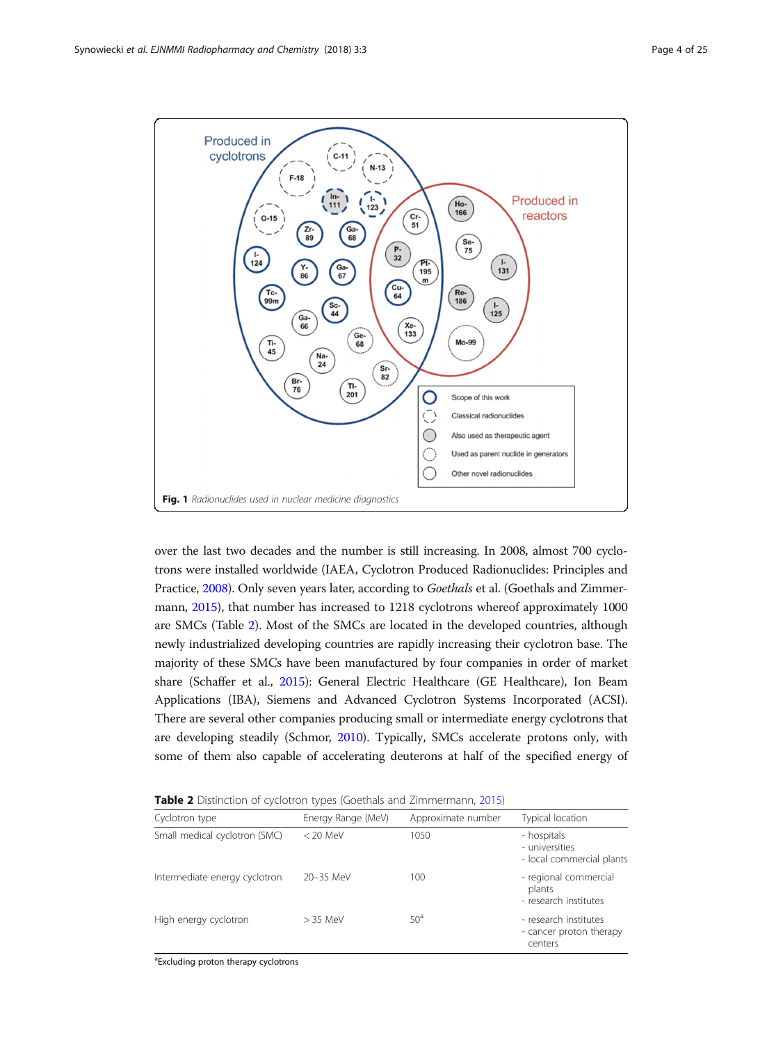Fig. 1 Radionuclides used in nuclear medicine diagnostics

over the last two decades and the number is still increasing. In 2008, almost 700 cyclotrons were installed worldwide (IAEA, Cyclotron Produced Radionuclides: Principles and Practice, 2008). Only seven years later, according to *Goethals* et al. (Goethals and Zimmermann, 2015), that number has increased to 1218 cyclotrons whereof approximately 1000 are SMCs (Table 2). Most of the SMCs are located in the developed countries, although newly industrialized developing countries are rapidly increasing their cyclotron base. The majority of these SMCs have been manufactured by four companies in order of market share (Schaffer et al., 2015): General Electric Healthcare (GE Healthcare), Ion Beam Applications (IBA), Siemens and Advanced Cyclotron Systems Incorporated (ACSI). There are several other companies producing small or intermediate energy cyclotrons that are developing steadily (Schmor, 2010). Typically, SMCs accelerate protons only, with some of them also capable of accelerating deuterons at half of the specified energy of

**Table 2** Distinction of cyclotron types (Goethals and Zimmermann, 2015)

| Cyclotron type | Energy Range (MeV) | Approximate number | Typical location |
|---|---|---|---|
| Small medical cyclotron (SMC) | < 20 MeV | 1050 | - hospitals<br>- universities<br>- local commercial plants |
| Intermediate energy cyclotron | 20–35 MeV | 100 | - regional commercial plants<br>- research institutes |
| High energy cyclotron | > 35 MeV | 50[a] | - research institutes<br>- cancer proton therapy centers |

[a]Excluding proton therapy cyclotrons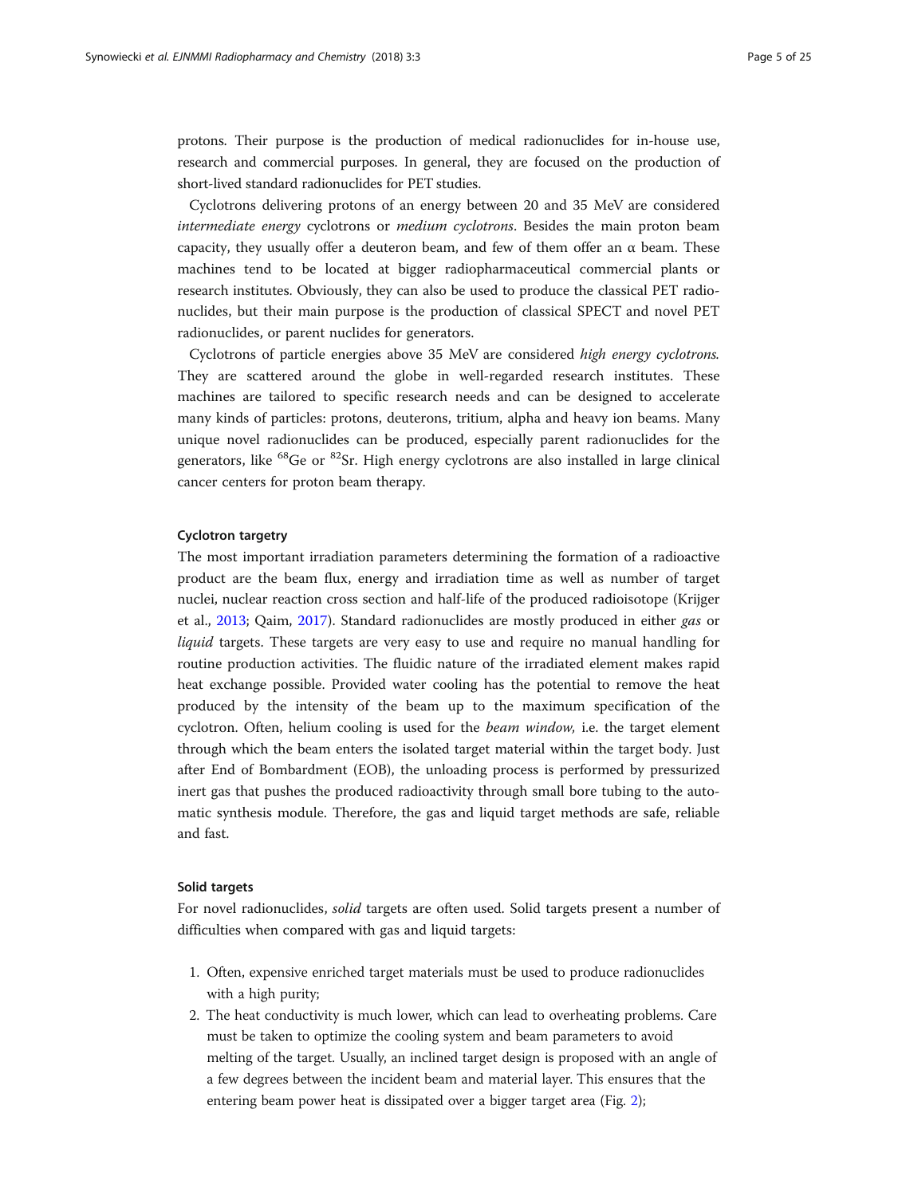protons. Their purpose is the production of medical radionuclides for in-house use, research and commercial purposes. In general, they are focused on the production of short-lived standard radionuclides for PET studies.

Cyclotrons delivering protons of an energy between 20 and 35 MeV are considered *intermediate energy* cyclotrons or *medium cyclotrons*. Besides the main proton beam capacity, they usually offer a deuteron beam, and few of them offer an α beam. These machines tend to be located at bigger radiopharmaceutical commercial plants or research institutes. Obviously, they can also be used to produce the classical PET radionuclides, but their main purpose is the production of classical SPECT and novel PET radionuclides, or parent nuclides for generators.

Cyclotrons of particle energies above 35 MeV are considered *high energy cyclotrons.* They are scattered around the globe in well-regarded research institutes. These machines are tailored to specific research needs and can be designed to accelerate many kinds of particles: protons, deuterons, tritium, alpha and heavy ion beams. Many unique novel radionuclides can be produced, especially parent radionuclides for the generators, like $^{68}$Ge or $^{82}$Sr. High energy cyclotrons are also installed in large clinical cancer centers for proton beam therapy.

### Cyclotron targetry

The most important irradiation parameters determining the formation of a radioactive product are the beam flux, energy and irradiation time as well as number of target nuclei, nuclear reaction cross section and half-life of the produced radioisotope (Krijger et al., 2013; Qaim, 2017). Standard radionuclides are mostly produced in either *gas* or *liquid* targets. These targets are very easy to use and require no manual handling for routine production activities. The fluidic nature of the irradiated element makes rapid heat exchange possible. Provided water cooling has the potential to remove the heat produced by the intensity of the beam up to the maximum specification of the cyclotron. Often, helium cooling is used for the *beam window,* i.e. the target element through which the beam enters the isolated target material within the target body. Just after End of Bombardment (EOB), the unloading process is performed by pressurized inert gas that pushes the produced radioactivity through small bore tubing to the automatic synthesis module. Therefore, the gas and liquid target methods are safe, reliable and fast.

### Solid targets

For novel radionuclides, *solid* targets are often used. Solid targets present a number of difficulties when compared with gas and liquid targets:

1. Often, expensive enriched target materials must be used to produce radionuclides with a high purity;
2. The heat conductivity is much lower, which can lead to overheating problems. Care must be taken to optimize the cooling system and beam parameters to avoid melting of the target. Usually, an inclined target design is proposed with an angle of a few degrees between the incident beam and material layer. This ensures that the entering beam power heat is dissipated over a bigger target area (Fig. 2);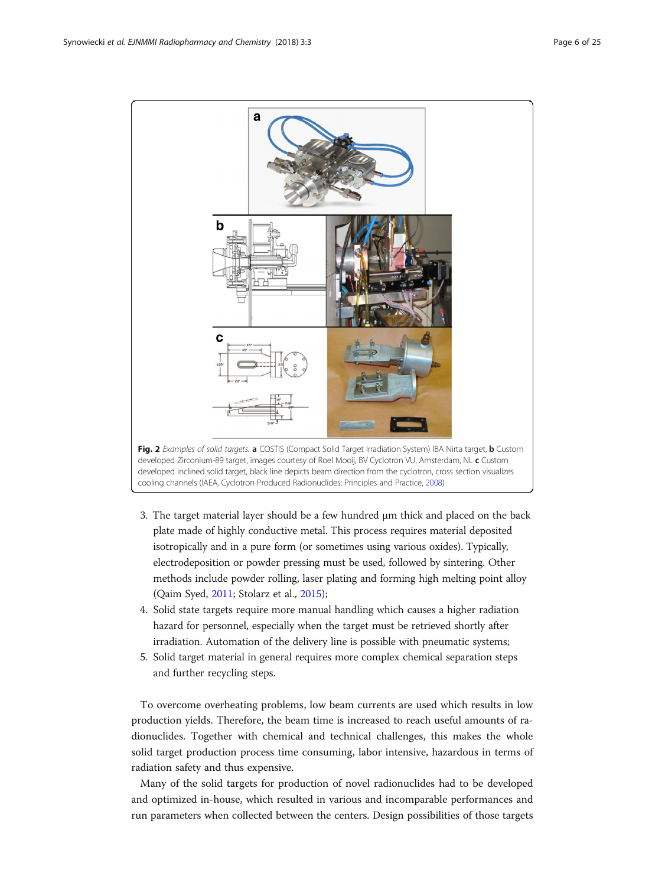**Fig. 2** *Examples of solid targets.* **a** COSTIS (Compact Solid Target Irradiation System) IBA Nirta target, **b** Custom developed Zirconium-89 target, images courtesy of Roel Mooij, BV Cyclotron VU, Amsterdam, NL **c** Custom developed inclined solid target, black line depicts beam direction from the cyclotron, cross section visualizes cooling channels (IAEA, Cyclotron Produced Radionuclides: Principles and Practice, 2008)

3. The target material layer should be a few hundred μm thick and placed on the back plate made of highly conductive metal. This process requires material deposited isotropically and in a pure form (or sometimes using various oxides). Typically, electrodeposition or powder pressing must be used, followed by sintering. Other methods include powder rolling, laser plating and forming high melting point alloy (Qaim Syed, 2011; Stolarz et al., 2015);
4. Solid state targets require more manual handling which causes a higher radiation hazard for personnel, especially when the target must be retrieved shortly after irradiation. Automation of the delivery line is possible with pneumatic systems;
5. Solid target material in general requires more complex chemical separation steps and further recycling steps.

To overcome overheating problems, low beam currents are used which results in low production yields. Therefore, the beam time is increased to reach useful amounts of radionuclides. Together with chemical and technical challenges, this makes the whole solid target production process time consuming, labor intensive, hazardous in terms of radiation safety and thus expensive.

Many of the solid targets for production of novel radionuclides had to be developed and optimized in-house, which resulted in various and incomparable performances and run parameters when collected between the centers. Design possibilities of those targets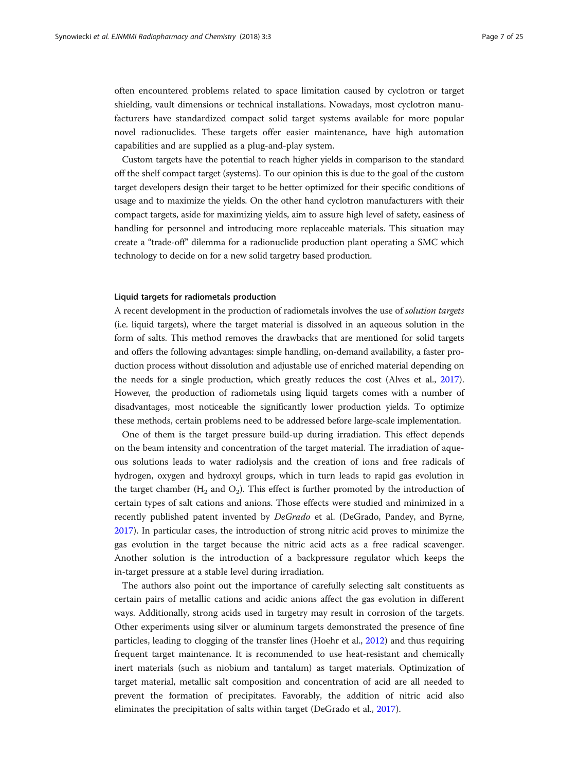often encountered problems related to space limitation caused by cyclotron or target shielding, vault dimensions or technical installations. Nowadays, most cyclotron manufacturers have standardized compact solid target systems available for more popular novel radionuclides. These targets offer easier maintenance, have high automation capabilities and are supplied as a plug-and-play system.

Custom targets have the potential to reach higher yields in comparison to the standard off the shelf compact target (systems). To our opinion this is due to the goal of the custom target developers design their target to be better optimized for their specific conditions of usage and to maximize the yields. On the other hand cyclotron manufacturers with their compact targets, aside for maximizing yields, aim to assure high level of safety, easiness of handling for personnel and introducing more replaceable materials. This situation may create a "trade-off" dilemma for a radionuclide production plant operating a SMC which technology to decide on for a new solid targetry based production.

#### Liquid targets for radiometals production

A recent development in the production of radiometals involves the use of *solution targets* (i.e. liquid targets), where the target material is dissolved in an aqueous solution in the form of salts. This method removes the drawbacks that are mentioned for solid targets and offers the following advantages: simple handling, on-demand availability, a faster production process without dissolution and adjustable use of enriched material depending on the needs for a single production, which greatly reduces the cost (Alves et al., 2017). However, the production of radiometals using liquid targets comes with a number of disadvantages, most noticeable the significantly lower production yields. To optimize these methods, certain problems need to be addressed before large-scale implementation.

One of them is the target pressure build-up during irradiation. This effect depends on the beam intensity and concentration of the target material. The irradiation of aqueous solutions leads to water radiolysis and the creation of ions and free radicals of hydrogen, oxygen and hydroxyl groups, which in turn leads to rapid gas evolution in the target chamber ($H_2$ and $O_2$). This effect is further promoted by the introduction of certain types of salt cations and anions. Those effects were studied and minimized in a recently published patent invented by *DeGrado* et al. (DeGrado, Pandey, and Byrne, 2017). In particular cases, the introduction of strong nitric acid proves to minimize the gas evolution in the target because the nitric acid acts as a free radical scavenger. Another solution is the introduction of a backpressure regulator which keeps the in-target pressure at a stable level during irradiation.

The authors also point out the importance of carefully selecting salt constituents as certain pairs of metallic cations and acidic anions affect the gas evolution in different ways. Additionally, strong acids used in targetry may result in corrosion of the targets. Other experiments using silver or aluminum targets demonstrated the presence of fine particles, leading to clogging of the transfer lines (Hoehr et al., 2012) and thus requiring frequent target maintenance. It is recommended to use heat-resistant and chemically inert materials (such as niobium and tantalum) as target materials. Optimization of target material, metallic salt composition and concentration of acid are all needed to prevent the formation of precipitates. Favorably, the addition of nitric acid also eliminates the precipitation of salts within target (DeGrado et al., 2017).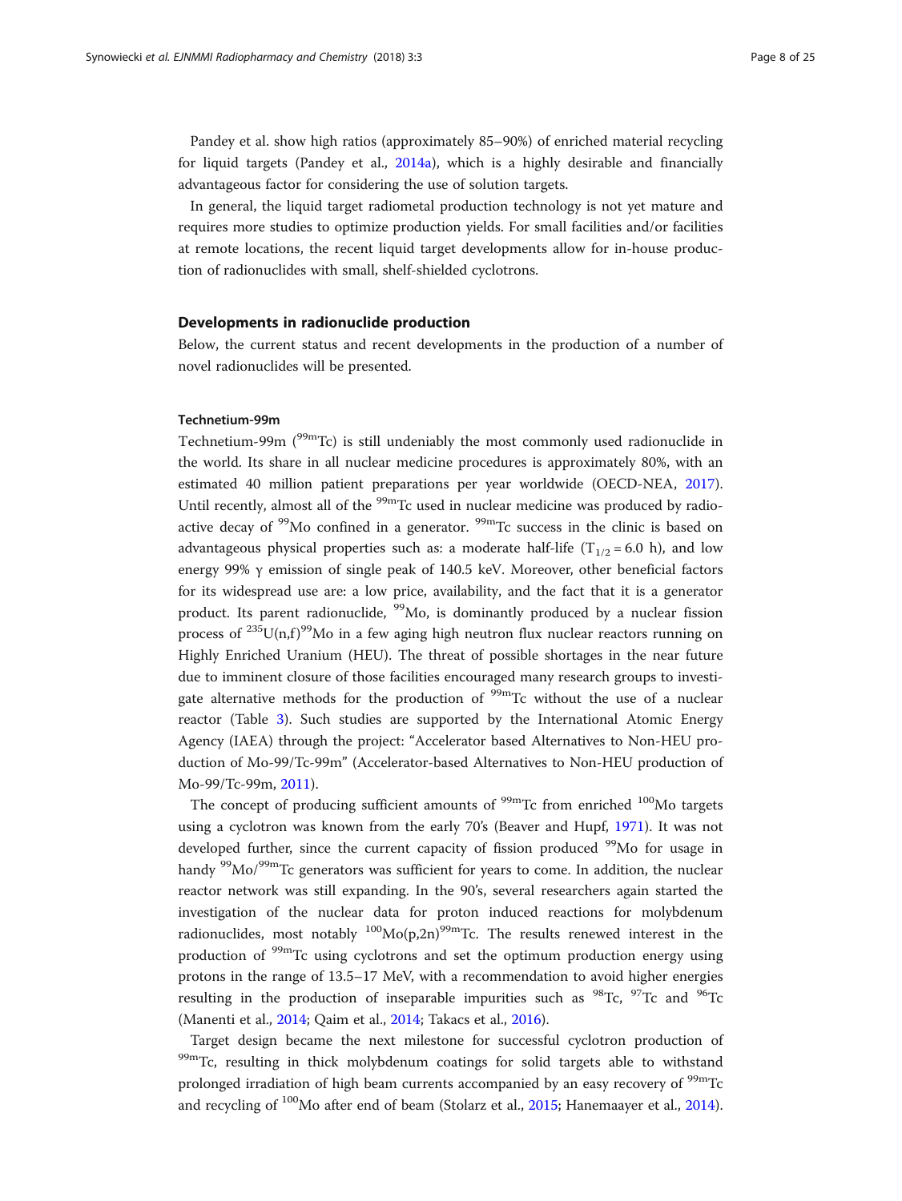Pandey et al. show high ratios (approximately 85–90%) of enriched material recycling for liquid targets (Pandey et al., 2014a), which is a highly desirable and financially advantageous factor for considering the use of solution targets.

In general, the liquid target radiometal production technology is not yet mature and requires more studies to optimize production yields. For small facilities and/or facilities at remote locations, the recent liquid target developments allow for in-house production of radionuclides with small, shelf-shielded cyclotrons.

## Developments in radionuclide production

Below, the current status and recent developments in the production of a number of novel radionuclides will be presented.

### Technetium-99m

Technetium-99m ($^{99m}$Tc) is still undeniably the most commonly used radionuclide in the world. Its share in all nuclear medicine procedures is approximately 80%, with an estimated 40 million patient preparations per year worldwide (OECD-NEA, 2017). Until recently, almost all of the $^{99m}$Tc used in nuclear medicine was produced by radioactive decay of $^{99}$Mo confined in a generator. $^{99m}$Tc success in the clinic is based on advantageous physical properties such as: a moderate half-life ($T_{1/2}$ = 6.0 h), and low energy 99% γ emission of single peak of 140.5 keV. Moreover, other beneficial factors for its widespread use are: a low price, availability, and the fact that it is a generator product. Its parent radionuclide, $^{99}$Mo, is dominantly produced by a nuclear fission process of $^{235}$U(n,f)$^{99}$Mo in a few aging high neutron flux nuclear reactors running on Highly Enriched Uranium (HEU). The threat of possible shortages in the near future due to imminent closure of those facilities encouraged many research groups to investigate alternative methods for the production of $^{99m}$Tc without the use of a nuclear reactor (Table 3). Such studies are supported by the International Atomic Energy Agency (IAEA) through the project: "Accelerator based Alternatives to Non-HEU production of Mo-99/Tc-99m" (Accelerator-based Alternatives to Non-HEU production of Mo-99/Tc-99m, 2011).

The concept of producing sufficient amounts of $^{99m}$Tc from enriched $^{100}$Mo targets using a cyclotron was known from the early 70's (Beaver and Hupf, 1971). It was not developed further, since the current capacity of fission produced $^{99}$Mo for usage in handy $^{99}$Mo/$^{99m}$Tc generators was sufficient for years to come. In addition, the nuclear reactor network was still expanding. In the 90's, several researchers again started the investigation of the nuclear data for proton induced reactions for molybdenum radionuclides, most notably $^{100}$Mo(p,2n)$^{99m}$Tc. The results renewed interest in the production of $^{99m}$Tc using cyclotrons and set the optimum production energy using protons in the range of 13.5–17 MeV, with a recommendation to avoid higher energies resulting in the production of inseparable impurities such as $^{98}$Tc, $^{97}$Tc and $^{96}$Tc (Manenti et al., 2014; Qaim et al., 2014; Takacs et al., 2016).

Target design became the next milestone for successful cyclotron production of $^{99m}$Tc, resulting in thick molybdenum coatings for solid targets able to withstand prolonged irradiation of high beam currents accompanied by an easy recovery of $^{99m}$Tc and recycling of $^{100}$Mo after end of beam (Stolarz et al., 2015; Hanemaayer et al., 2014).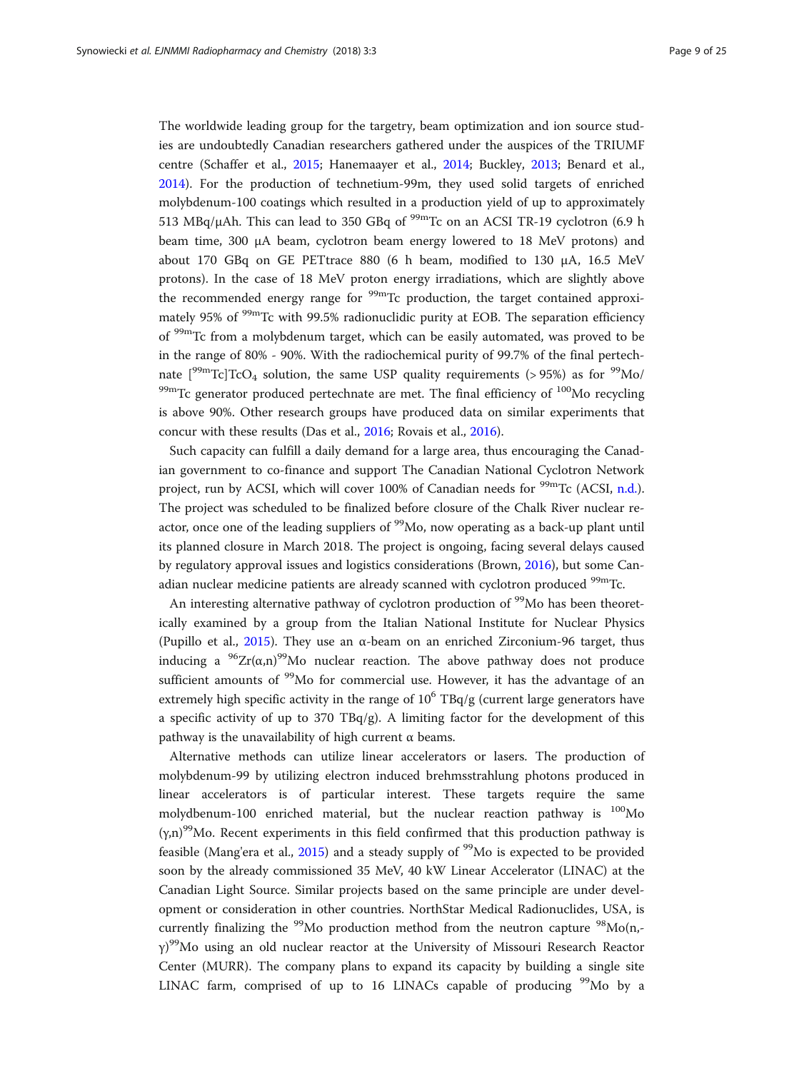The worldwide leading group for the targetry, beam optimization and ion source studies are undoubtedly Canadian researchers gathered under the auspices of the TRIUMF centre (Schaffer et al., 2015; Hanemaayer et al., 2014; Buckley, 2013; Benard et al., 2014). For the production of technetium-99m, they used solid targets of enriched molybdenum-100 coatings which resulted in a production yield of up to approximately 513 MBq/μAh. This can lead to 350 GBq of $^{99m}$Tc on an ACSI TR-19 cyclotron (6.9 h beam time, 300 μA beam, cyclotron beam energy lowered to 18 MeV protons) and about 170 GBq on GE PETtrace 880 (6 h beam, modified to 130 μA, 16.5 MeV protons). In the case of 18 MeV proton energy irradiations, which are slightly above the recommended energy range for $^{99m}$Tc production, the target contained approximately 95% of $^{99m}$Tc with 99.5% radionuclidic purity at EOB. The separation efficiency of $^{99m}$Tc from a molybdenum target, which can be easily automated, was proved to be in the range of 80% - 90%. With the radiochemical purity of 99.7% of the final pertechnate [$^{99m}$Tc]$TcO_4$ solution, the same USP quality requirements (> 95%) as for $^{99}$Mo/$^{99m}$Tc generator produced pertechnate are met. The final efficiency of $^{100}$Mo recycling is above 90%. Other research groups have produced data on similar experiments that concur with these results (Das et al., 2016; Rovais et al., 2016).

Such capacity can fulfill a daily demand for a large area, thus encouraging the Canadian government to co-finance and support The Canadian National Cyclotron Network project, run by ACSI, which will cover 100% of Canadian needs for $^{99m}$Tc (ACSI, n.d.). The project was scheduled to be finalized before closure of the Chalk River nuclear reactor, once one of the leading suppliers of $^{99}$Mo, now operating as a back-up plant until its planned closure in March 2018. The project is ongoing, facing several delays caused by regulatory approval issues and logistics considerations (Brown, 2016), but some Canadian nuclear medicine patients are already scanned with cyclotron produced $^{99m}$Tc.

An interesting alternative pathway of cyclotron production of $^{99}$Mo has been theoretically examined by a group from the Italian National Institute for Nuclear Physics (Pupillo et al., 2015). They use an α-beam on an enriched Zirconium-96 target, thus inducing a $^{96}$Zr(α,n)$^{99}$Mo nuclear reaction. The above pathway does not produce sufficient amounts of $^{99}$Mo for commercial use. However, it has the advantage of an extremely high specific activity in the range of $10^6$ TBq/g (current large generators have a specific activity of up to 370 TBq/g). A limiting factor for the development of this pathway is the unavailability of high current α beams.

Alternative methods can utilize linear accelerators or lasers. The production of molybdenum-99 by utilizing electron induced brehmsstrahlung photons produced in linear accelerators is of particular interest. These targets require the same molydbenum-100 enriched material, but the nuclear reaction pathway is $^{100}$Mo (γ,n)$^{99}$Mo. Recent experiments in this field confirmed that this production pathway is feasible (Mang'era et al., 2015) and a steady supply of $^{99}$Mo is expected to be provided soon by the already commissioned 35 MeV, 40 kW Linear Accelerator (LINAC) at the Canadian Light Source. Similar projects based on the same principle are under development or consideration in other countries. NorthStar Medical Radionuclides, USA, is currently finalizing the $^{99}$Mo production method from the neutron capture $^{98}$Mo(n,γ)$^{99}$Mo using an old nuclear reactor at the University of Missouri Research Reactor Center (MURR). The company plans to expand its capacity by building a single site LINAC farm, comprised of up to 16 LINACs capable of producing $^{99}$Mo by a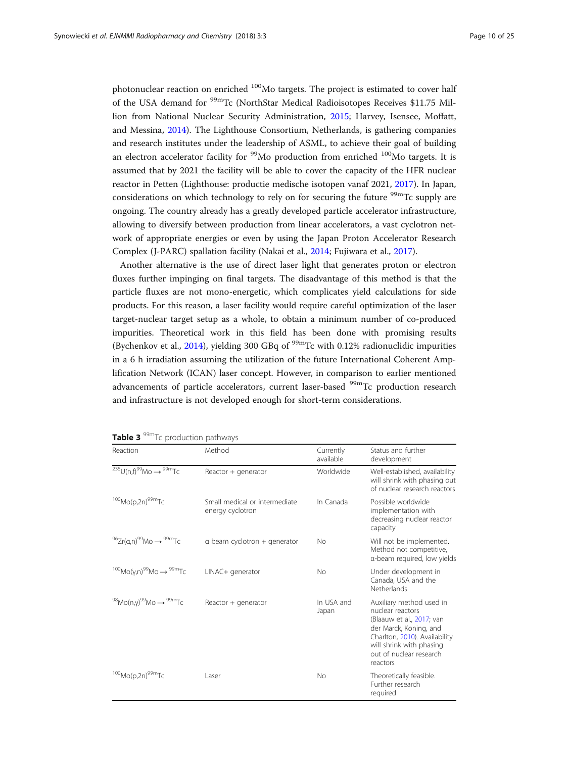photonuclear reaction on enriched $^{100}Mo$ targets. The project is estimated to cover half of the USA demand for $^{99m}Tc$ (NorthStar Medical Radioisotopes Receives \$11.75 Million from National Nuclear Security Administration, 2015; Harvey, Isensee, Moffatt, and Messina, 2014). The Lighthouse Consortium, Netherlands, is gathering companies and research institutes under the leadership of ASML, to achieve their goal of building an electron accelerator facility for $^{99}Mo$ production from enriched $^{100}Mo$ targets. It is assumed that by 2021 the facility will be able to cover the capacity of the HFR nuclear reactor in Petten (Lighthouse: productie medische isotopen vanaf 2021, 2017). In Japan, considerations on which technology to rely on for securing the future $^{99m}Tc$ supply are ongoing. The country already has a greatly developed particle accelerator infrastructure, allowing to diversify between production from linear accelerators, a vast cyclotron network of appropriate energies or even by using the Japan Proton Accelerator Research Complex (J-PARC) spallation facility (Nakai et al., 2014; Fujiwara et al., 2017).

Another alternative is the use of direct laser light that generates proton or electron fluxes further impinging on final targets. The disadvantage of this method is that the particle fluxes are not mono-energetic, which complicates yield calculations for side products. For this reason, a laser facility would require careful optimization of the laser target-nuclear target setup as a whole, to obtain a minimum number of co-produced impurities. Theoretical work in this field has been done with promising results (Bychenkov et al., 2014), yielding 300 GBq of $^{99m}Tc$ with 0.12% radionuclidic impurities in a 6 h irradiation assuming the utilization of the future International Coherent Amplification Network (ICAN) laser concept. However, in comparison to earlier mentioned advancements of particle accelerators, current laser-based $^{99m}Tc$ production research and infrastructure is not developed enough for short-term considerations.

**Table 3** $^{99m}Tc$ production pathways

| Reaction | Method | Currently available | Status and further development |
|---|---|---|---|
| $^{235}U(n,f)^{99}Mo \rightarrow {}^{99m}Tc$ | Reactor + generator | Worldwide | Well-established, availability will shrink with phasing out of nuclear research reactors |
| $^{100}Mo(p,2n)^{99m}Tc$ | Small medical or intermediate energy cyclotron | In Canada | Possible worldwide implementation with decreasing nuclear reactor capacity |
| $^{96}Zr(\alpha,n)^{99}Mo \rightarrow {}^{99m}Tc$ | α beam cyclotron + generator | No | Will not be implemented. Method not competitive, α-beam required, low yields |
| $^{100}Mo(\gamma,n)^{99}Mo \rightarrow {}^{99m}Tc$ | LINAC+ generator | No | Under development in Canada, USA and the Netherlands |
| $^{98}Mo(n,\gamma)^{99}Mo \rightarrow {}^{99m}Tc$ | Reactor + generator | In USA and Japan | Auxiliary method used in nuclear reactors (Blaauw et al., 2017; van der Marck, Koning, and Charlton, 2010). Availability will shrink with phasing out of nuclear research reactors |
| $^{100}Mo(p,2n)^{99m}Tc$ | Laser | No | Theoretically feasible. Further research required |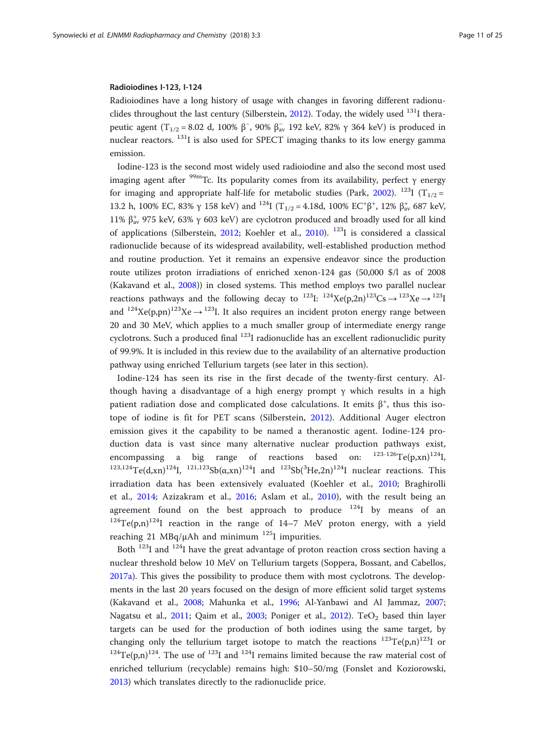### Radioiodines I-123, I-124

Radioiodines have a long history of usage with changes in favoring different radionuclides throughout the last century (Silberstein, 2012). Today, the widely used $^{131}$I therapeutic agent ($T_{1/2}$ = 8.02 d, 100% $\beta^-$, 90% $\beta^-_{av}$ 192 keV, 82% γ 364 keV) is produced in nuclear reactors. $^{131}$I is also used for SPECT imaging thanks to its low energy gamma emission.

Iodine-123 is the second most widely used radioiodine and also the second most used imaging agent after $^{99m}$Tc. Its popularity comes from its availability, perfect γ energy for imaging and appropriate half-life for metabolic studies (Park, 2002). $^{123}$I ($T_{1/2}$ = 13.2 h, 100% EC, 83% γ 158 keV) and $^{124}$I ($T_{1/2}$ = 4.18d, 100% $EC^+\beta^+$, 12% $\beta^+_{av}$ 687 keV, 11% $\beta^+_{av}$ 975 keV, 63% γ 603 keV) are cyclotron produced and broadly used for all kind of applications (Silberstein, 2012; Koehler et al., 2010). $^{123}$I is considered a classical radionuclide because of its widespread availability, well-established production method and routine production. Yet it remains an expensive endeavor since the production route utilizes proton irradiations of enriched xenon-124 gas (50,000 $/l as of 2008 (Kakavand et al., 2008)) in closed systems. This method employs two parallel nuclear reactions pathways and the following decay to $^{123}$I: $^{124}$Xe(p,2n)$^{123}$Cs → $^{123}$Xe → $^{123}$I and $^{124}$Xe(p,pn)$^{123}$Xe → $^{123}$I. It also requires an incident proton energy range between 20 and 30 MeV, which applies to a much smaller group of intermediate energy range cyclotrons. Such a produced final $^{123}$I radionuclide has an excellent radionuclidic purity of 99.9%. It is included in this review due to the availability of an alternative production pathway using enriched Tellurium targets (see later in this section).

Iodine-124 has seen its rise in the first decade of the twenty-first century. Although having a disadvantage of a high energy prompt γ which results in a high patient radiation dose and complicated dose calculations. It emits $\beta^+$, thus this isotope of iodine is fit for PET scans (Silberstein, 2012). Additional Auger electron emission gives it the capability to be named a theranostic agent. Iodine-124 production data is vast since many alternative nuclear production pathways exist, encompassing a big range of reactions based on: $^{123\text{-}126}$Te(p,xn)$^{124}$I, $^{123,124}$Te(d,xn)$^{124}$I, $^{121,123}$Sb(α,xn)$^{124}$I and $^{123}$Sb($^3$He,2n)$^{124}$I nuclear reactions. This irradiation data has been extensively evaluated (Koehler et al., 2010; Braghirolli et al., 2014; Azizakram et al., 2016; Aslam et al., 2010), with the result being an agreement found on the best approach to produce $^{124}$I by means of an $^{124}$Te(p,n)$^{124}$I reaction in the range of 14–7 MeV proton energy, with a yield reaching 21 MBq/μAh and minimum $^{125}$I impurities.

Both $^{123}$I and $^{124}$I have the great advantage of proton reaction cross section having a nuclear threshold below 10 MeV on Tellurium targets (Soppera, Bossant, and Cabellos, 2017a). This gives the possibility to produce them with most cyclotrons. The developments in the last 20 years focused on the design of more efficient solid target systems (Kakavand et al., 2008; Mahunka et al., 1996; Al-Yanbawi and Al Jammaz, 2007; Nagatsu et al., 2011; Qaim et al., 2003; Poniger et al., 2012). $TeO_2$ based thin layer targets can be used for the production of both iodines using the same target, by changing only the tellurium target isotope to match the reactions $^{123}$Te(p,n)$^{123}$I or $^{124}$Te(p,n)$^{124}$. The use of $^{123}$I and $^{124}$I remains limited because the raw material cost of enriched tellurium (recyclable) remains high: $10–50/mg (Fonslet and Koziorowski, 2013) which translates directly to the radionuclide price.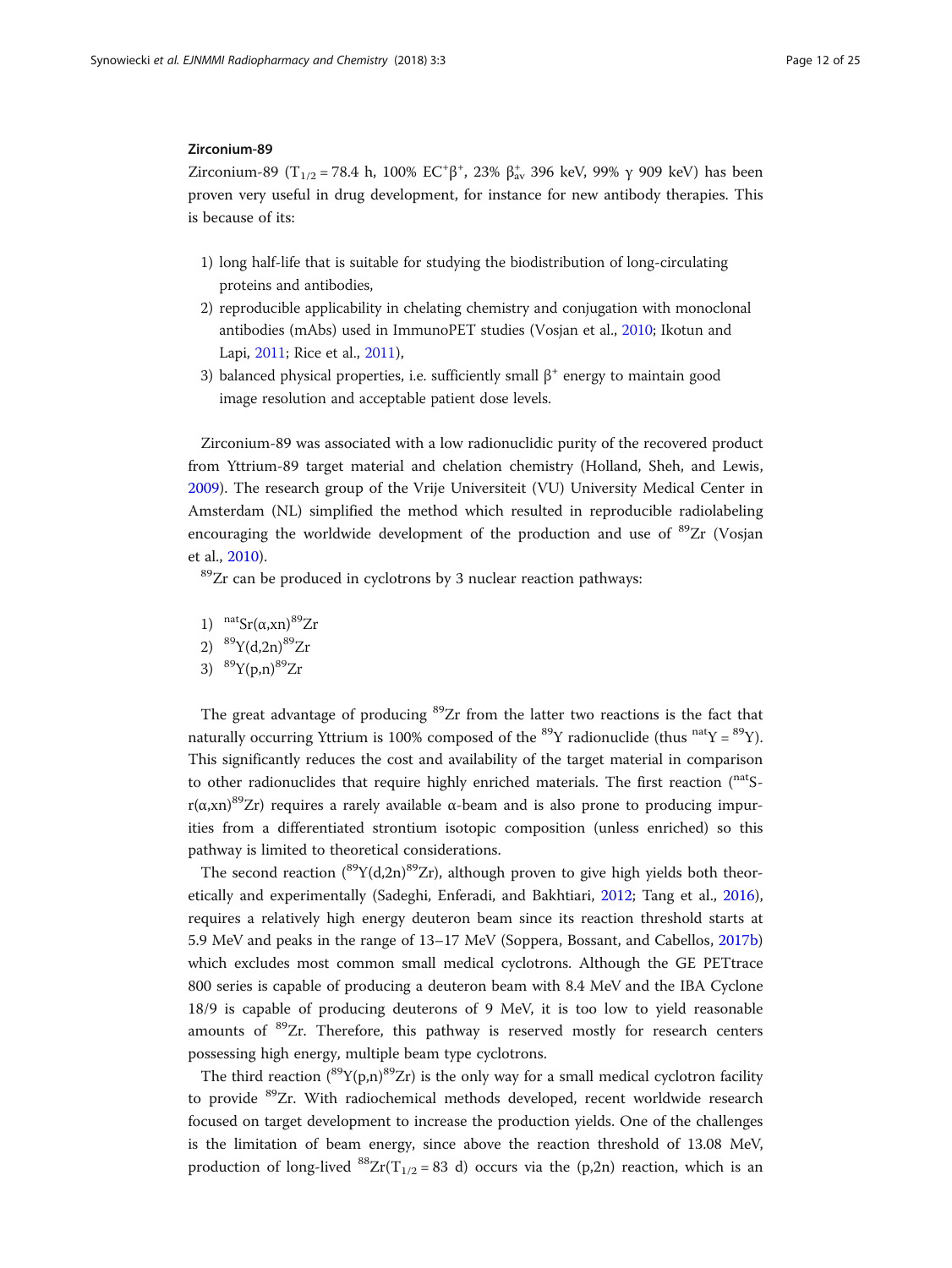### Zirconium-89

Zirconium-89 ($T_{1/2}$ = 78.4 h, 100% $EC^{+}\beta^{+}$, 23% $\beta^{+}_{av}$ 396 keV, 99% γ 909 keV) has been proven very useful in drug development, for instance for new antibody therapies. This is because of its:

1) long half-life that is suitable for studying the biodistribution of long-circulating proteins and antibodies,
2) reproducible applicability in chelating chemistry and conjugation with monoclonal antibodies (mAbs) used in ImmunoPET studies (Vosjan et al., 2010; Ikotun and Lapi, 2011; Rice et al., 2011),
3) balanced physical properties, i.e. sufficiently small $\beta^{+}$ energy to maintain good image resolution and acceptable patient dose levels.

Zirconium-89 was associated with a low radionuclidic purity of the recovered product from Yttrium-89 target material and chelation chemistry (Holland, Sheh, and Lewis, 2009). The research group of the Vrije Universiteit (VU) University Medical Center in Amsterdam (NL) simplified the method which resulted in reproducible radiolabeling encouraging the worldwide development of the production and use of $^{89}Zr$ (Vosjan et al., 2010).

$^{89}Zr$ can be produced in cyclotrons by 3 nuclear reaction pathways:

1) $^{nat}Sr(\alpha,xn)^{89}Zr$
2) $^{89}Y(d,2n)^{89}Zr$
3) $^{89}Y(p,n)^{89}Zr$

The great advantage of producing $^{89}Zr$ from the latter two reactions is the fact that naturally occurring Yttrium is 100% composed of the $^{89}Y$ radionuclide (thus $^{nat}Y = {}^{89}Y$). This significantly reduces the cost and availability of the target material in comparison to other radionuclides that require highly enriched materials. The first reaction ($^{nat}Sr(\alpha,xn)^{89}Zr$) requires a rarely available α-beam and is also prone to producing impurities from a differentiated strontium isotopic composition (unless enriched) so this pathway is limited to theoretical considerations.

The second reaction ($^{89}Y(d,2n)^{89}Zr$), although proven to give high yields both theoretically and experimentally (Sadeghi, Enferadi, and Bakhtiari, 2012; Tang et al., 2016), requires a relatively high energy deuteron beam since its reaction threshold starts at 5.9 MeV and peaks in the range of 13–17 MeV (Soppera, Bossant, and Cabellos, 2017b) which excludes most common small medical cyclotrons. Although the GE PETtrace 800 series is capable of producing a deuteron beam with 8.4 MeV and the IBA Cyclone 18/9 is capable of producing deuterons of 9 MeV, it is too low to yield reasonable amounts of $^{89}Zr$. Therefore, this pathway is reserved mostly for research centers possessing high energy, multiple beam type cyclotrons.

The third reaction ($^{89}Y(p,n)^{89}Zr$) is the only way for a small medical cyclotron facility to provide $^{89}Zr$. With radiochemical methods developed, recent worldwide research focused on target development to increase the production yields. One of the challenges is the limitation of beam energy, since above the reaction threshold of 13.08 MeV, production of long-lived $^{88}Zr$($T_{1/2}$ = 83 d) occurs via the (p,2n) reaction, which is an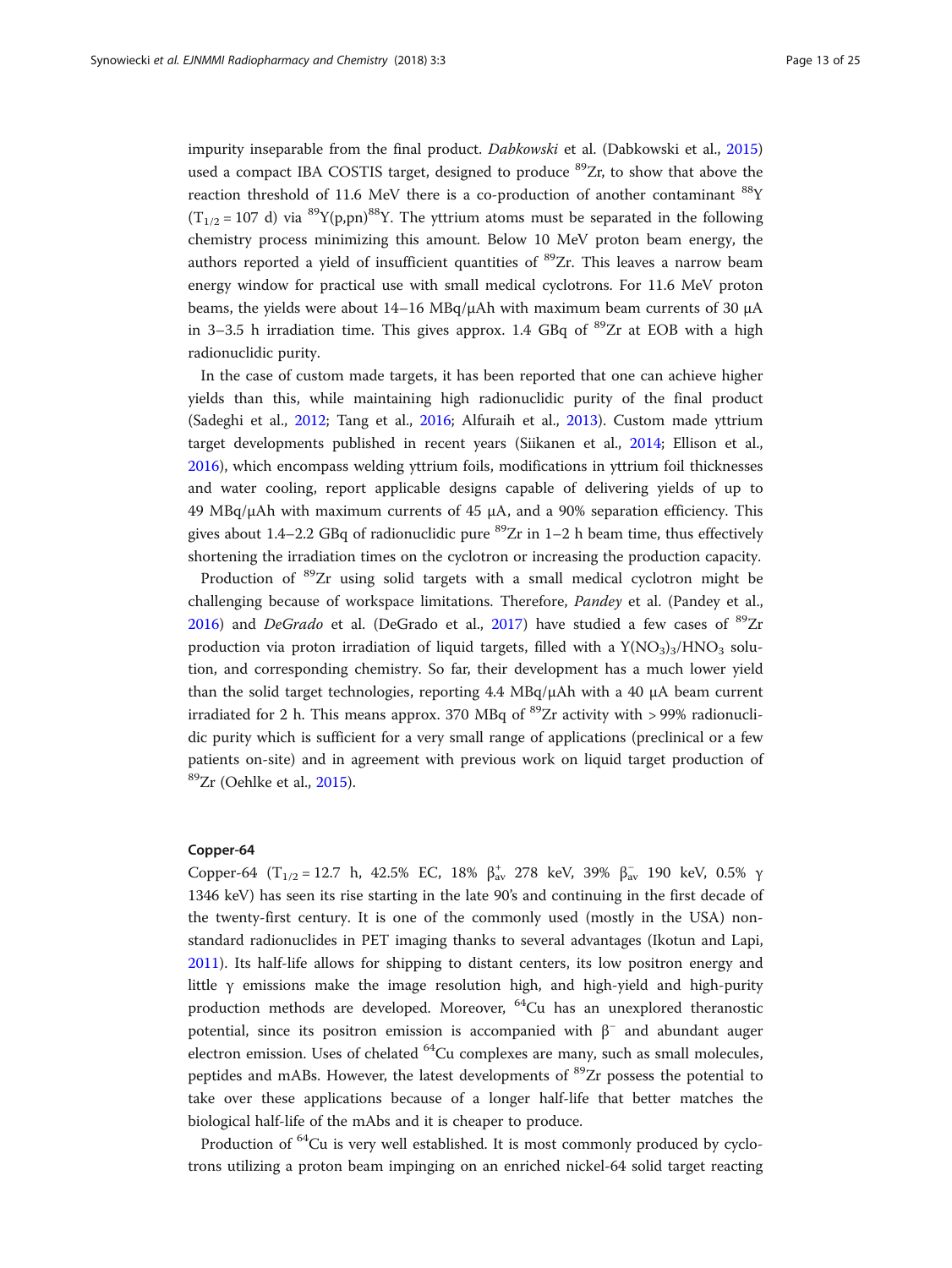impurity inseparable from the final product. *Dabkowski* et al. (Dabkowski et al., 2015) used a compact IBA COSTIS target, designed to produce $^{89}Zr$, to show that above the reaction threshold of 11.6 MeV there is a co-production of another contaminant $^{88}Y$ ($T_{1/2}$ = 107 d) via $^{89}Y(p,pn)^{88}Y$. The yttrium atoms must be separated in the following chemistry process minimizing this amount. Below 10 MeV proton beam energy, the authors reported a yield of insufficient quantities of $^{89}Zr$. This leaves a narrow beam energy window for practical use with small medical cyclotrons. For 11.6 MeV proton beams, the yields were about 14–16 MBq/μAh with maximum beam currents of 30 μA in 3–3.5 h irradiation time. This gives approx. 1.4 GBq of $^{89}Zr$ at EOB with a high radionuclidic purity.

In the case of custom made targets, it has been reported that one can achieve higher yields than this, while maintaining high radionuclidic purity of the final product (Sadeghi et al., 2012; Tang et al., 2016; Alfuraih et al., 2013). Custom made yttrium target developments published in recent years (Siikanen et al., 2014; Ellison et al., 2016), which encompass welding yttrium foils, modifications in yttrium foil thicknesses and water cooling, report applicable designs capable of delivering yields of up to 49 MBq/μAh with maximum currents of 45 μA, and a 90% separation efficiency. This gives about 1.4–2.2 GBq of radionuclidic pure $^{89}Zr$ in 1–2 h beam time, thus effectively shortening the irradiation times on the cyclotron or increasing the production capacity.

Production of $^{89}Zr$ using solid targets with a small medical cyclotron might be challenging because of workspace limitations. Therefore, *Pandey* et al. (Pandey et al., 2016) and *DeGrado* et al. (DeGrado et al., 2017) have studied a few cases of $^{89}Zr$ production via proton irradiation of liquid targets, filled with a $Y(NO_3)_3/HNO_3$ solution, and corresponding chemistry. So far, their development has a much lower yield than the solid target technologies, reporting 4.4 MBq/μAh with a 40 μA beam current irradiated for 2 h. This means approx. 370 MBq of $^{89}Zr$ activity with > 99% radionuclidic purity which is sufficient for a very small range of applications (preclinical or a few patients on-site) and in agreement with previous work on liquid target production of $^{89}Zr$ (Oehlke et al., 2015).

### Copper-64

Copper-64 ($T_{1/2}$ = 12.7 h, 42.5% EC, 18% $\beta^+_{av}$ 278 keV, 39% $\beta^-_{av}$ 190 keV, 0.5% γ 1346 keV) has seen its rise starting in the late 90's and continuing in the first decade of the twenty-first century. It is one of the commonly used (mostly in the USA) non-standard radionuclides in PET imaging thanks to several advantages (Ikotun and Lapi, 2011). Its half-life allows for shipping to distant centers, its low positron energy and little γ emissions make the image resolution high, and high-yield and high-purity production methods are developed. Moreover, $^{64}Cu$ has an unexplored theranostic potential, since its positron emission is accompanied with $\beta^-$ and abundant auger electron emission. Uses of chelated $^{64}Cu$ complexes are many, such as small molecules, peptides and mABs. However, the latest developments of $^{89}Zr$ possess the potential to take over these applications because of a longer half-life that better matches the biological half-life of the mAbs and it is cheaper to produce.

Production of $^{64}Cu$ is very well established. It is most commonly produced by cyclotrons utilizing a proton beam impinging on an enriched nickel-64 solid target reacting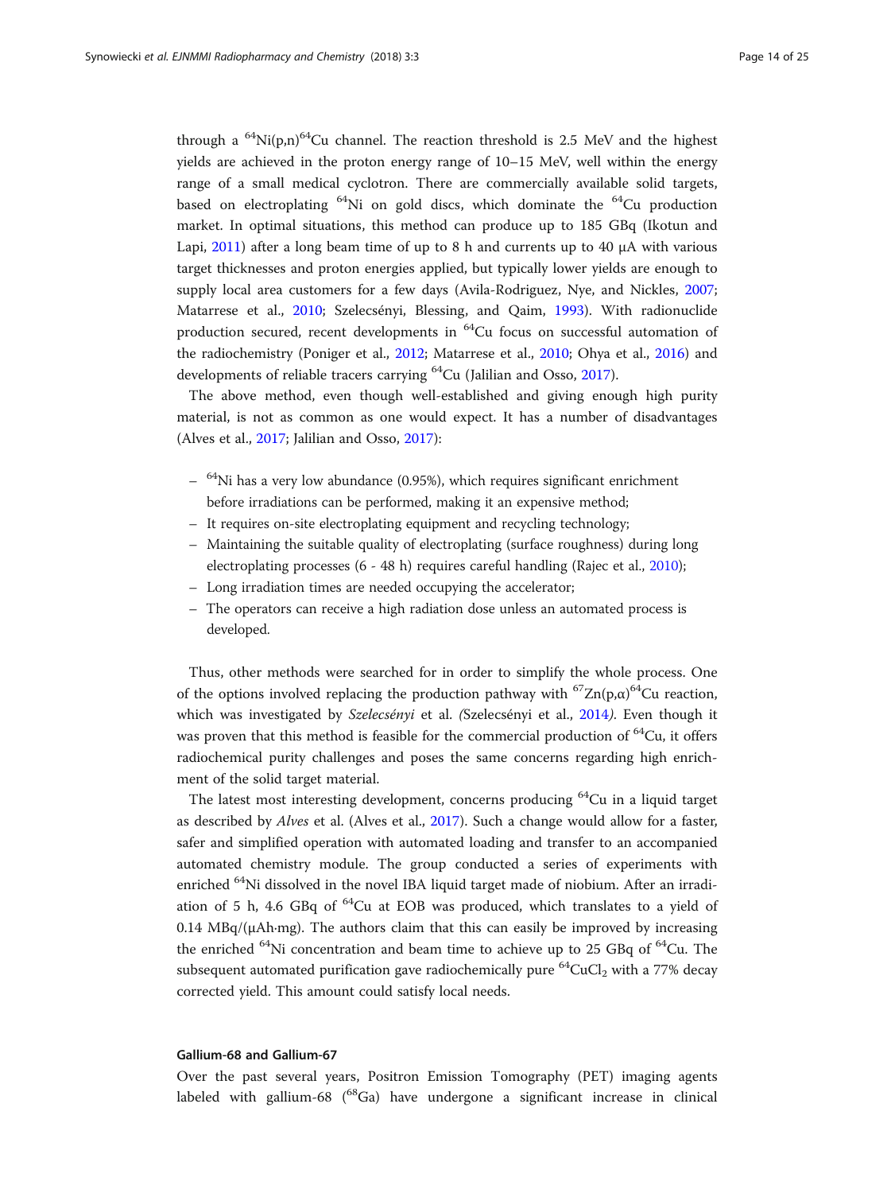through a $^{64}Ni(p,n)^{64}Cu$ channel. The reaction threshold is 2.5 MeV and the highest yields are achieved in the proton energy range of 10–15 MeV, well within the energy range of a small medical cyclotron. There are commercially available solid targets, based on electroplating $^{64}Ni$ on gold discs, which dominate the $^{64}Cu$ production market. In optimal situations, this method can produce up to 185 GBq (Ikotun and Lapi, 2011) after a long beam time of up to 8 h and currents up to 40 μA with various target thicknesses and proton energies applied, but typically lower yields are enough to supply local area customers for a few days (Avila-Rodriguez, Nye, and Nickles, 2007; Matarrese et al., 2010; Szelecsényi, Blessing, and Qaim, 1993). With radionuclide production secured, recent developments in $^{64}Cu$ focus on successful automation of the radiochemistry (Poniger et al., 2012; Matarrese et al., 2010; Ohya et al., 2016) and developments of reliable tracers carrying $^{64}Cu$ (Jalilian and Osso, 2017).

The above method, even though well-established and giving enough high purity material, is not as common as one would expect. It has a number of disadvantages (Alves et al., 2017; Jalilian and Osso, 2017):

- $^{64}Ni$ has a very low abundance (0.95%), which requires significant enrichment before irradiations can be performed, making it an expensive method;
- It requires on-site electroplating equipment and recycling technology;
- Maintaining the suitable quality of electroplating (surface roughness) during long electroplating processes (6 - 48 h) requires careful handling (Rajec et al., 2010);
- Long irradiation times are needed occupying the accelerator;
- The operators can receive a high radiation dose unless an automated process is developed.

Thus, other methods were searched for in order to simplify the whole process. One of the options involved replacing the production pathway with $^{67}Zn(p,\alpha)^{64}Cu$ reaction, which was investigated by *Szelecsényi* et al. *(*Szelecsényi et al., 2014*)*. Even though it was proven that this method is feasible for the commercial production of $^{64}Cu$, it offers radiochemical purity challenges and poses the same concerns regarding high enrichment of the solid target material.

The latest most interesting development, concerns producing $^{64}Cu$ in a liquid target as described by *Alves* et al. (Alves et al., 2017). Such a change would allow for a faster, safer and simplified operation with automated loading and transfer to an accompanied automated chemistry module. The group conducted a series of experiments with enriched $^{64}Ni$ dissolved in the novel IBA liquid target made of niobium. After an irradiation of 5 h, 4.6 GBq of $^{64}Cu$ at EOB was produced, which translates to a yield of 0.14 MBq/(μAh·mg). The authors claim that this can easily be improved by increasing the enriched $^{64}Ni$ concentration and beam time to achieve up to 25 GBq of $^{64}Cu$. The subsequent automated purification gave radiochemically pure $^{64}CuCl_2$ with a 77% decay corrected yield. This amount could satisfy local needs.

#### Gallium-68 and Gallium-67

Over the past several years, Positron Emission Tomography (PET) imaging agents labeled with gallium-68 ($^{68}Ga$) have undergone a significant increase in clinical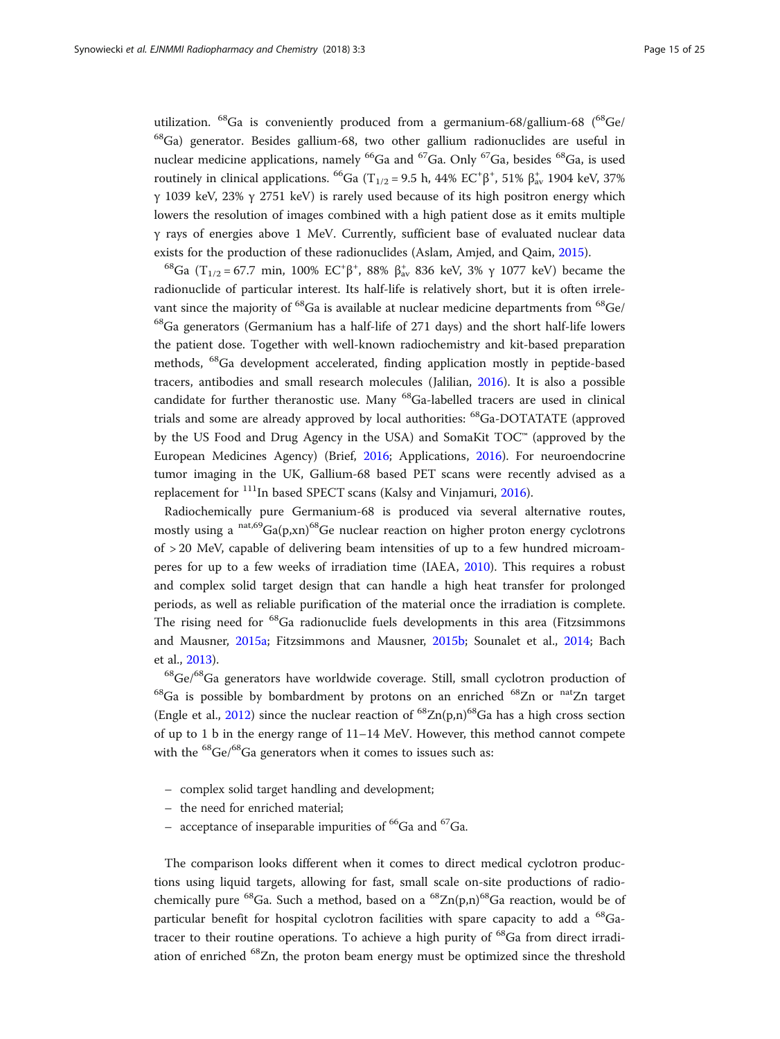utilization. $^{68}$Ga is conveniently produced from a germanium-68/gallium-68 ($^{68}$Ge/$^{68}$Ga) generator. Besides gallium-68, two other gallium radionuclides are useful in nuclear medicine applications, namely $^{66}$Ga and $^{67}$Ga. Only $^{67}$Ga, besides $^{68}$Ga, is used routinely in clinical applications. $^{66}$Ga ($T_{1/2}$ = 9.5 h, 44% $EC^{+}\beta^{+}$, 51% $\beta^{+}_{av}$ 1904 keV, 37% γ 1039 keV, 23% γ 2751 keV) is rarely used because of its high positron energy which lowers the resolution of images combined with a high patient dose as it emits multiple γ rays of energies above 1 MeV. Currently, sufficient base of evaluated nuclear data exists for the production of these radionuclides (Aslam, Amjed, and Qaim, 2015).

$^{68}$Ga ($T_{1/2}$ = 67.7 min, 100% $EC^{+}\beta^{+}$, 88% $\beta^{+}_{av}$ 836 keV, 3% γ 1077 keV) became the radionuclide of particular interest. Its half-life is relatively short, but it is often irrelevant since the majority of $^{68}$Ga is available at nuclear medicine departments from $^{68}$Ge/$^{68}$Ga generators (Germanium has a half-life of 271 days) and the short half-life lowers the patient dose. Together with well-known radiochemistry and kit-based preparation methods, $^{68}$Ga development accelerated, finding application mostly in peptide-based tracers, antibodies and small research molecules (Jalilian, 2016). It is also a possible candidate for further theranostic use. Many $^{68}$Ga-labelled tracers are used in clinical trials and some are already approved by local authorities: $^{68}$Ga-DOTATATE (approved by the US Food and Drug Agency in the USA) and SomaKit TOC™ (approved by the European Medicines Agency) (Brief, 2016; Applications, 2016). For neuroendocrine tumor imaging in the UK, Gallium-68 based PET scans were recently advised as a replacement for $^{111}$In based SPECT scans (Kalsy and Vinjamuri, 2016).

Radiochemically pure Germanium-68 is produced via several alternative routes, mostly using a $^{nat,69}$Ga(p,xn)$^{68}$Ge nuclear reaction on higher proton energy cyclotrons of > 20 MeV, capable of delivering beam intensities of up to a few hundred microamperes for up to a few weeks of irradiation time (IAEA, 2010). This requires a robust and complex solid target design that can handle a high heat transfer for prolonged periods, as well as reliable purification of the material once the irradiation is complete. The rising need for $^{68}$Ga radionuclide fuels developments in this area (Fitzsimmons and Mausner, 2015a; Fitzsimmons and Mausner, 2015b; Sounalet et al., 2014; Bach et al., 2013).

$^{68}$Ge/$^{68}$Ga generators have worldwide coverage. Still, small cyclotron production of $^{68}$Ga is possible by bombardment by protons on an enriched $^{68}$Zn or $^{nat}$Zn target (Engle et al., 2012) since the nuclear reaction of $^{68}$Zn(p,n)$^{68}$Ga has a high cross section of up to 1 b in the energy range of 11–14 MeV. However, this method cannot compete with the $^{68}$Ge/$^{68}$Ga generators when it comes to issues such as:

- complex solid target handling and development;
- the need for enriched material;
- acceptance of inseparable impurities of $^{66}$Ga and $^{67}$Ga.

The comparison looks different when it comes to direct medical cyclotron productions using liquid targets, allowing for fast, small scale on-site productions of radiochemically pure $^{68}$Ga. Such a method, based on a $^{68}$Zn(p,n)$^{68}$Ga reaction, would be of particular benefit for hospital cyclotron facilities with spare capacity to add a $^{68}$Ga-tracer to their routine operations. To achieve a high purity of $^{68}$Ga from direct irradiation of enriched $^{68}$Zn, the proton beam energy must be optimized since the threshold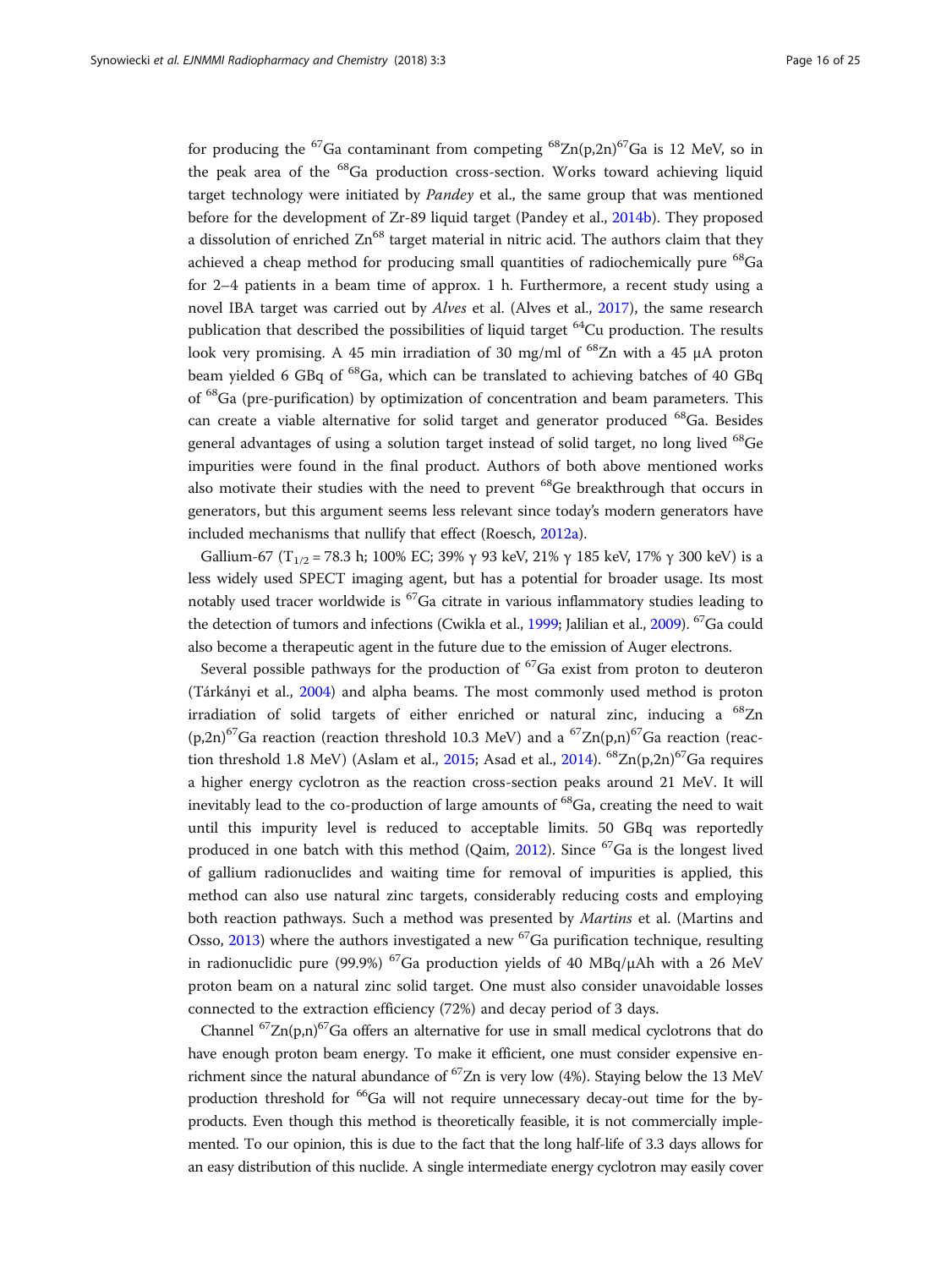for producing the $^{67}$Ga contaminant from competing $^{68}$Zn(p,2n)$^{67}$Ga is 12 MeV, so in the peak area of the $^{68}$Ga production cross-section. Works toward achieving liquid target technology were initiated by *Pandey* et al., the same group that was mentioned before for the development of Zr-89 liquid target (Pandey et al., 2014b). They proposed a dissolution of enriched Zn$^{68}$ target material in nitric acid. The authors claim that they achieved a cheap method for producing small quantities of radiochemically pure $^{68}$Ga for 2–4 patients in a beam time of approx. 1 h. Furthermore, a recent study using a novel IBA target was carried out by *Alves* et al. (Alves et al., 2017), the same research publication that described the possibilities of liquid target $^{64}$Cu production. The results look very promising. A 45 min irradiation of 30 mg/ml of $^{68}$Zn with a 45 μA proton beam yielded 6 GBq of $^{68}$Ga, which can be translated to achieving batches of 40 GBq of $^{68}$Ga (pre-purification) by optimization of concentration and beam parameters. This can create a viable alternative for solid target and generator produced $^{68}$Ga. Besides general advantages of using a solution target instead of solid target, no long lived $^{68}$Ge impurities were found in the final product. Authors of both above mentioned works also motivate their studies with the need to prevent $^{68}$Ge breakthrough that occurs in generators, but this argument seems less relevant since today's modern generators have included mechanisms that nullify that effect (Roesch, 2012a).

Gallium-67 ($T_{1/2}$ = 78.3 h; 100% EC; 39% γ 93 keV, 21% γ 185 keV, 17% γ 300 keV) is a less widely used SPECT imaging agent, but has a potential for broader usage. Its most notably used tracer worldwide is $^{67}$Ga citrate in various inflammatory studies leading to the detection of tumors and infections (Cwikla et al., 1999; Jalilian et al., 2009). $^{67}$Ga could also become a therapeutic agent in the future due to the emission of Auger electrons.

Several possible pathways for the production of $^{67}$Ga exist from proton to deuteron (Tárkányi et al., 2004) and alpha beams. The most commonly used method is proton irradiation of solid targets of either enriched or natural zinc, inducing a $^{68}$Zn (p,2n)$^{67}$Ga reaction (reaction threshold 10.3 MeV) and a $^{67}$Zn(p,n)$^{67}$Ga reaction (reaction threshold 1.8 MeV) (Aslam et al., 2015; Asad et al., 2014). $^{68}$Zn(p,2n)$^{67}$Ga requires a higher energy cyclotron as the reaction cross-section peaks around 21 MeV. It will inevitably lead to the co-production of large amounts of $^{68}$Ga, creating the need to wait until this impurity level is reduced to acceptable limits. 50 GBq was reportedly produced in one batch with this method (Qaim, 2012). Since $^{67}$Ga is the longest lived of gallium radionuclides and waiting time for removal of impurities is applied, this method can also use natural zinc targets, considerably reducing costs and employing both reaction pathways. Such a method was presented by *Martins* et al. (Martins and Osso, 2013) where the authors investigated a new $^{67}$Ga purification technique, resulting in radionuclidic pure (99.9%) $^{67}$Ga production yields of 40 MBq/μAh with a 26 MeV proton beam on a natural zinc solid target. One must also consider unavoidable losses connected to the extraction efficiency (72%) and decay period of 3 days.

Channel $^{67}$Zn(p,n)$^{67}$Ga offers an alternative for use in small medical cyclotrons that do have enough proton beam energy. To make it efficient, one must consider expensive enrichment since the natural abundance of $^{67}$Zn is very low (4%). Staying below the 13 MeV production threshold for $^{66}$Ga will not require unnecessary decay-out time for the by-products. Even though this method is theoretically feasible, it is not commercially implemented. To our opinion, this is due to the fact that the long half-life of 3.3 days allows for an easy distribution of this nuclide. A single intermediate energy cyclotron may easily cover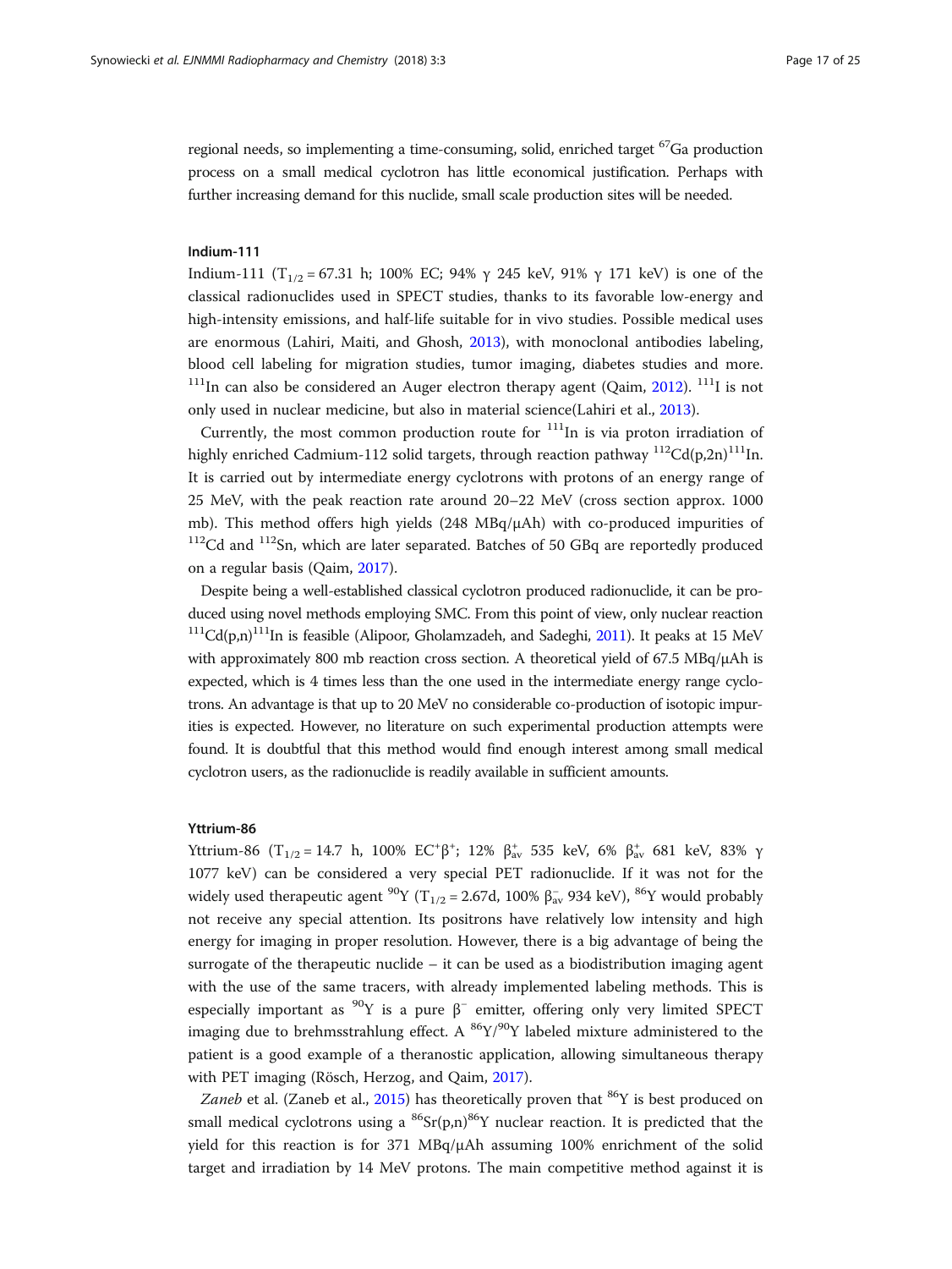regional needs, so implementing a time-consuming, solid, enriched target $^{67}$Ga production process on a small medical cyclotron has little economical justification. Perhaps with further increasing demand for this nuclide, small scale production sites will be needed.

### Indium-111

Indium-111 ($T_{1/2}$ = 67.31 h; 100% EC; 94% γ 245 keV, 91% γ 171 keV) is one of the classical radionuclides used in SPECT studies, thanks to its favorable low-energy and high-intensity emissions, and half-life suitable for in vivo studies. Possible medical uses are enormous (Lahiri, Maiti, and Ghosh, 2013), with monoclonal antibodies labeling, blood cell labeling for migration studies, tumor imaging, diabetes studies and more. $^{111}$In can also be considered an Auger electron therapy agent (Qaim, 2012). $^{111}$I is not only used in nuclear medicine, but also in material science(Lahiri et al., 2013).

Currently, the most common production route for $^{111}$In is via proton irradiation of highly enriched Cadmium-112 solid targets, through reaction pathway $^{112}$Cd(p,2n)$^{111}$In. It is carried out by intermediate energy cyclotrons with protons of an energy range of 25 MeV, with the peak reaction rate around 20–22 MeV (cross section approx. 1000 mb). This method offers high yields (248 MBq/μAh) with co-produced impurities of $^{112}$Cd and $^{112}$Sn, which are later separated. Batches of 50 GBq are reportedly produced on a regular basis (Qaim, 2017).

Despite being a well-established classical cyclotron produced radionuclide, it can be produced using novel methods employing SMC. From this point of view, only nuclear reaction $^{111}$Cd(p,n)$^{111}$In is feasible (Alipoor, Gholamzadeh, and Sadeghi, 2011). It peaks at 15 MeV with approximately 800 mb reaction cross section. A theoretical yield of 67.5 MBq/μAh is expected, which is 4 times less than the one used in the intermediate energy range cyclotrons. An advantage is that up to 20 MeV no considerable co-production of isotopic impurities is expected. However, no literature on such experimental production attempts were found. It is doubtful that this method would find enough interest among small medical cyclotron users, as the radionuclide is readily available in sufficient amounts.

### Yttrium-86

Yttrium-86 ($T_{1/2}$ = 14.7 h, 100% EC$^{+}$β$^{+}$; 12% $\beta^{+}_{av}$ 535 keV, 6% $\beta^{+}_{av}$ 681 keV, 83% γ 1077 keV) can be considered a very special PET radionuclide. If it was not for the widely used therapeutic agent $^{90}$Y ($T_{1/2}$ = 2.67d, 100% $\beta^{-}_{av}$ 934 keV), $^{86}$Y would probably not receive any special attention. Its positrons have relatively low intensity and high energy for imaging in proper resolution. However, there is a big advantage of being the surrogate of the therapeutic nuclide – it can be used as a biodistribution imaging agent with the use of the same tracers, with already implemented labeling methods. This is especially important as $^{90}$Y is a pure β$^{-}$ emitter, offering only very limited SPECT imaging due to brehmsstrahlung effect. A $^{86}$Y/$^{90}$Y labeled mixture administered to the patient is a good example of a theranostic application, allowing simultaneous therapy with PET imaging (Rösch, Herzog, and Qaim, 2017).

*Zaneb* et al. (Zaneb et al., 2015) has theoretically proven that $^{86}$Y is best produced on small medical cyclotrons using a $^{86}$Sr(p,n)$^{86}$Y nuclear reaction. It is predicted that the yield for this reaction is for 371 MBq/μAh assuming 100% enrichment of the solid target and irradiation by 14 MeV protons. The main competitive method against it is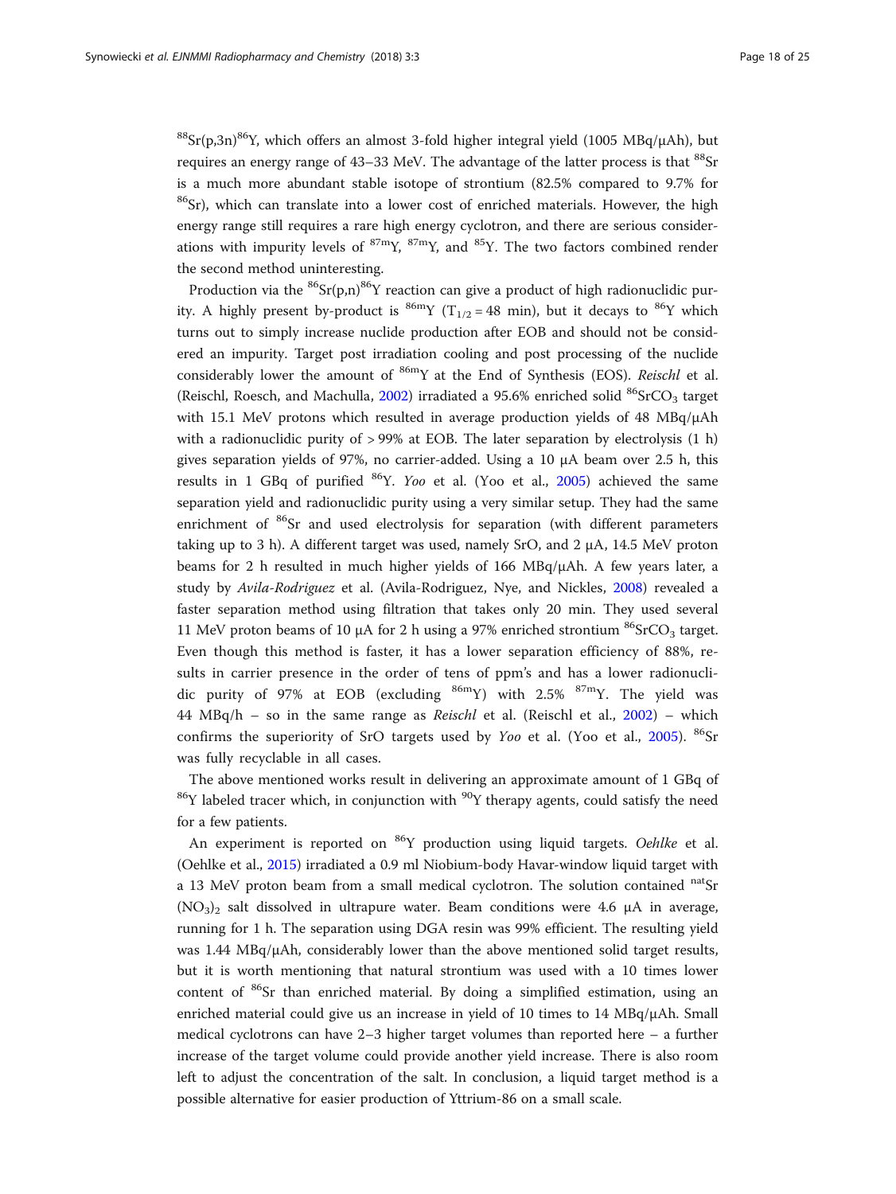$^{88}Sr(p,3n)^{86}Y$, which offers an almost 3-fold higher integral yield (1005 MBq/μAh), but requires an energy range of 43–33 MeV. The advantage of the latter process is that $^{88}Sr$ is a much more abundant stable isotope of strontium (82.5% compared to 9.7% for $^{86}Sr$), which can translate into a lower cost of enriched materials. However, the high energy range still requires a rare high energy cyclotron, and there are serious considerations with impurity levels of $^{87m}Y$, $^{87m}Y$, and $^{85}Y$. The two factors combined render the second method uninteresting.

Production via the $^{86}Sr(p,n)^{86}Y$ reaction can give a product of high radionuclidic purity. A highly present by-product is $^{86m}Y$ ($T_{1/2} = 48$ min), but it decays to $^{86}Y$ which turns out to simply increase nuclide production after EOB and should not be considered an impurity. Target post irradiation cooling and post processing of the nuclide considerably lower the amount of $^{86m}Y$ at the End of Synthesis (EOS). *Reischl* et al. (Reischl, Roesch, and Machulla, 2002) irradiated a 95.6% enriched solid $^{86}SrCO_3$ target with 15.1 MeV protons which resulted in average production yields of 48 MBq/μAh with a radionuclidic purity of > 99% at EOB. The later separation by electrolysis (1 h) gives separation yields of 97%, no carrier-added. Using a 10 μA beam over 2.5 h, this results in 1 GBq of purified $^{86}Y$. *Yoo* et al. (Yoo et al., 2005) achieved the same separation yield and radionuclidic purity using a very similar setup. They had the same enrichment of $^{86}Sr$ and used electrolysis for separation (with different parameters taking up to 3 h). A different target was used, namely SrO, and 2 μA, 14.5 MeV proton beams for 2 h resulted in much higher yields of 166 MBq/μAh. A few years later, a study by *Avila-Rodriguez* et al. (Avila-Rodriguez, Nye, and Nickles, 2008) revealed a faster separation method using filtration that takes only 20 min. They used several 11 MeV proton beams of 10 μA for 2 h using a 97% enriched strontium $^{86}SrCO_3$ target. Even though this method is faster, it has a lower separation efficiency of 88%, results in carrier presence in the order of tens of ppm's and has a lower radionuclidic purity of 97% at EOB (excluding $^{86m}Y$) with 2.5% $^{87m}Y$. The yield was 44 MBq/h – so in the same range as *Reischl* et al. (Reischl et al., 2002) – which confirms the superiority of SrO targets used by *Yoo* et al. (Yoo et al., 2005). $^{86}Sr$ was fully recyclable in all cases.

The above mentioned works result in delivering an approximate amount of 1 GBq of $^{86}Y$ labeled tracer which, in conjunction with $^{90}Y$ therapy agents, could satisfy the need for a few patients.

An experiment is reported on $^{86}Y$ production using liquid targets. *Oehlke* et al. (Oehlke et al., 2015) irradiated a 0.9 ml Niobium-body Havar-window liquid target with a 13 MeV proton beam from a small medical cyclotron. The solution contained $^{nat}Sr(NO_3)_2$ salt dissolved in ultrapure water. Beam conditions were 4.6 μA in average, running for 1 h. The separation using DGA resin was 99% efficient. The resulting yield was 1.44 MBq/μAh, considerably lower than the above mentioned solid target results, but it is worth mentioning that natural strontium was used with a 10 times lower content of $^{86}Sr$ than enriched material. By doing a simplified estimation, using an enriched material could give us an increase in yield of 10 times to 14 MBq/μAh. Small medical cyclotrons can have 2–3 higher target volumes than reported here – a further increase of the target volume could provide another yield increase. There is also room left to adjust the concentration of the salt. In conclusion, a liquid target method is a possible alternative for easier production of Yttrium-86 on a small scale.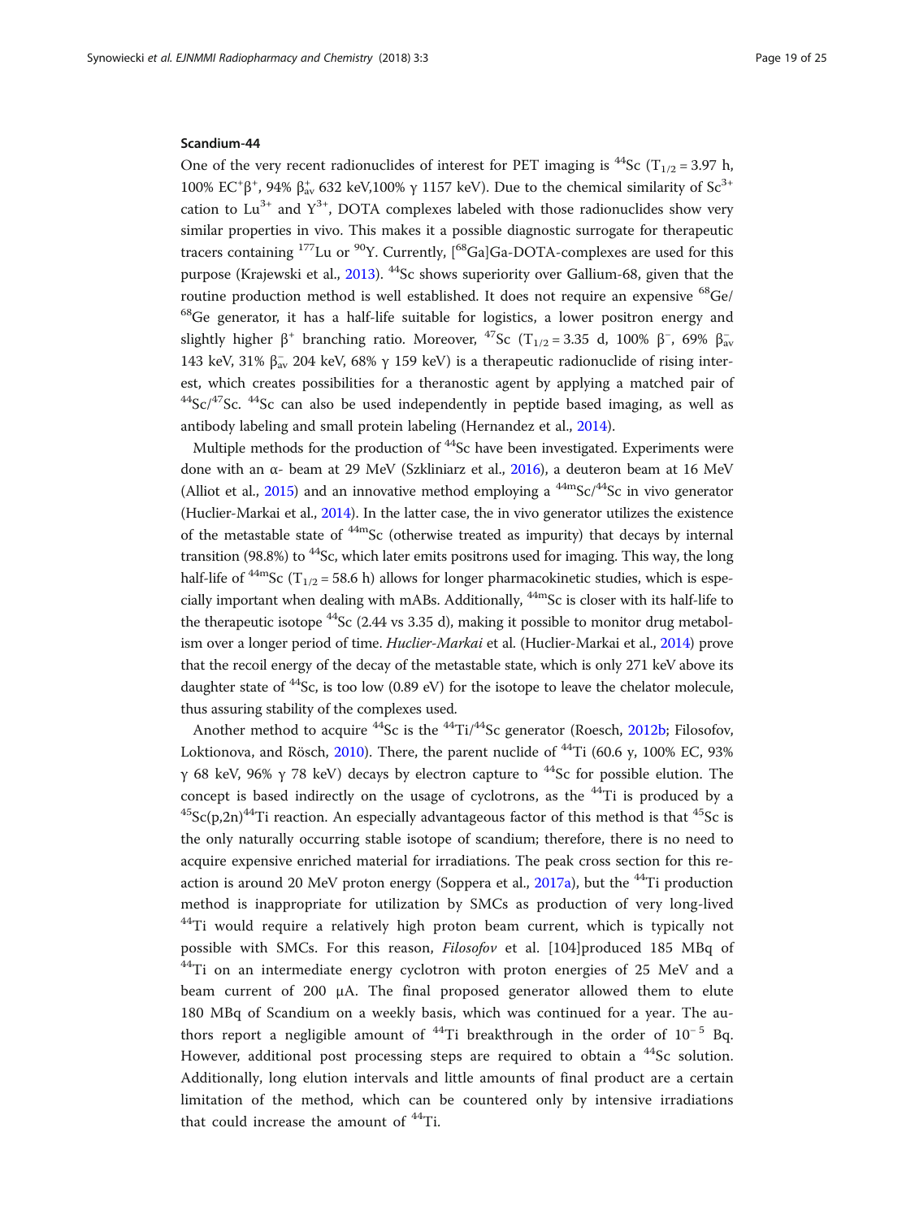### Scandium-44

One of the very recent radionuclides of interest for PET imaging is $^{44}$Sc ($T_{1/2}$ = 3.97 h, 100% $EC^{+}\beta^{+}$, 94% $\beta^{+}_{av}$ 632 keV,100% γ 1157 keV). Due to the chemical similarity of $Sc^{3+}$ cation to $Lu^{3+}$ and $Y^{3+}$, DOTA complexes labeled with those radionuclides show very similar properties in vivo. This makes it a possible diagnostic surrogate for therapeutic tracers containing $^{177}$Lu or $^{90}$Y. Currently, [$^{68}$Ga]Ga-DOTA-complexes are used for this purpose (Krajewski et al., 2013). $^{44}$Sc shows superiority over Gallium-68, given that the routine production method is well established. It does not require an expensive $^{68}$Ge/$^{68}$Ge generator, it has a half-life suitable for logistics, a lower positron energy and slightly higher $\beta^{+}$ branching ratio. Moreover, $^{47}$Sc ($T_{1/2}$ = 3.35 d, 100% $\beta^{-}$, 69% $\beta^{-}_{av}$ 143 keV, 31% $\beta^{-}_{av}$ 204 keV, 68% γ 159 keV) is a therapeutic radionuclide of rising interest, which creates possibilities for a theranostic agent by applying a matched pair of $^{44}$Sc/$^{47}$Sc. $^{44}$Sc can also be used independently in peptide based imaging, as well as antibody labeling and small protein labeling (Hernandez et al., 2014).

Multiple methods for the production of $^{44}$Sc have been investigated. Experiments were done with an α- beam at 29 MeV (Szkliniarz et al., 2016), a deuteron beam at 16 MeV (Alliot et al., 2015) and an innovative method employing a $^{44m}$Sc/$^{44}$Sc in vivo generator (Huclier-Markai et al., 2014). In the latter case, the in vivo generator utilizes the existence of the metastable state of $^{44m}$Sc (otherwise treated as impurity) that decays by internal transition (98.8%) to $^{44}$Sc, which later emits positrons used for imaging. This way, the long half-life of $^{44m}$Sc ($T_{1/2}$ = 58.6 h) allows for longer pharmacokinetic studies, which is especially important when dealing with mABs. Additionally, $^{44m}$Sc is closer with its half-life to the therapeutic isotope $^{44}$Sc (2.44 vs 3.35 d), making it possible to monitor drug metabolism over a longer period of time. *Huclier-Markai* et al. (Huclier-Markai et al., 2014) prove that the recoil energy of the decay of the metastable state, which is only 271 keV above its daughter state of $^{44}$Sc, is too low (0.89 eV) for the isotope to leave the chelator molecule, thus assuring stability of the complexes used.

Another method to acquire $^{44}$Sc is the $^{44}$Ti/$^{44}$Sc generator (Roesch, 2012b; Filosofov, Loktionova, and Rösch, 2010). There, the parent nuclide of $^{44}$Ti (60.6 y, 100% EC, 93% γ 68 keV, 96% γ 78 keV) decays by electron capture to $^{44}$Sc for possible elution. The concept is based indirectly on the usage of cyclotrons, as the $^{44}$Ti is produced by a $^{45}$Sc(p,2n)$^{44}$Ti reaction. An especially advantageous factor of this method is that $^{45}$Sc is the only naturally occurring stable isotope of scandium; therefore, there is no need to acquire expensive enriched material for irradiations. The peak cross section for this reaction is around 20 MeV proton energy (Soppera et al., 2017a), but the $^{44}$Ti production method is inappropriate for utilization by SMCs as production of very long-lived $^{44}$Ti would require a relatively high proton beam current, which is typically not possible with SMCs. For this reason, *Filosofov* et al. [104]produced 185 MBq of $^{44}$Ti on an intermediate energy cyclotron with proton energies of 25 MeV and a beam current of 200 μA. The final proposed generator allowed them to elute 180 MBq of Scandium on a weekly basis, which was continued for a year. The authors report a negligible amount of $^{44}$Ti breakthrough in the order of $10^{-5}$ Bq. However, additional post processing steps are required to obtain a $^{44}$Sc solution. Additionally, long elution intervals and little amounts of final product are a certain limitation of the method, which can be countered only by intensive irradiations that could increase the amount of $^{44}$Ti.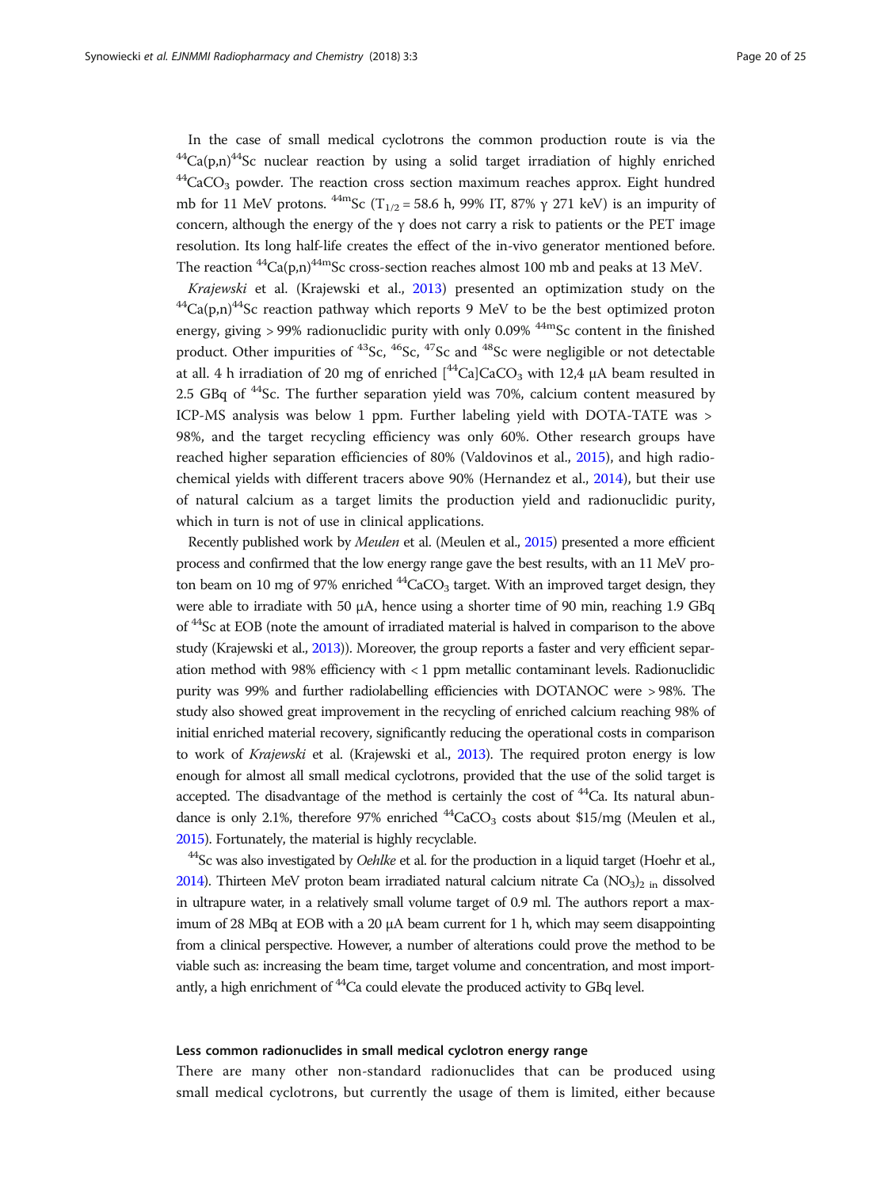In the case of small medical cyclotrons the common production route is via the $^{44}Ca(p,n)^{44}Sc$ nuclear reaction by using a solid target irradiation of highly enriched $^{44}CaCO_3$ powder. The reaction cross section maximum reaches approx. Eight hundred mb for 11 MeV protons. $^{44m}Sc$ ($T_{1/2}$ = 58.6 h, 99% IT, 87% γ 271 keV) is an impurity of concern, although the energy of the γ does not carry a risk to patients or the PET image resolution. Its long half-life creates the effect of the in-vivo generator mentioned before. The reaction $^{44}Ca(p,n)^{44m}Sc$ cross-section reaches almost 100 mb and peaks at 13 MeV.

*Krajewski* et al. (Krajewski et al., 2013) presented an optimization study on the $^{44}Ca(p,n)^{44}Sc$ reaction pathway which reports 9 MeV to be the best optimized proton energy, giving > 99% radionuclidic purity with only 0.09% $^{44m}Sc$ content in the finished product. Other impurities of $^{43}Sc$, $^{46}Sc$, $^{47}Sc$ and $^{48}Sc$ were negligible or not detectable at all. 4 h irradiation of 20 mg of enriched $[^{44}Ca]CaCO_3$ with 12,4 μA beam resulted in 2.5 GBq of $^{44}Sc$. The further separation yield was 70%, calcium content measured by ICP-MS analysis was below 1 ppm. Further labeling yield with DOTA-TATE was > 98%, and the target recycling efficiency was only 60%. Other research groups have reached higher separation efficiencies of 80% (Valdovinos et al., 2015), and high radiochemical yields with different tracers above 90% (Hernandez et al., 2014), but their use of natural calcium as a target limits the production yield and radionuclidic purity, which in turn is not of use in clinical applications.

Recently published work by *Meulen* et al. (Meulen et al., 2015) presented a more efficient process and confirmed that the low energy range gave the best results, with an 11 MeV proton beam on 10 mg of 97% enriched $^{44}CaCO_3$ target. With an improved target design, they were able to irradiate with 50 μA, hence using a shorter time of 90 min, reaching 1.9 GBq of $^{44}Sc$ at EOB (note the amount of irradiated material is halved in comparison to the above study (Krajewski et al., 2013)). Moreover, the group reports a faster and very efficient separation method with 98% efficiency with < 1 ppm metallic contaminant levels. Radionuclidic purity was 99% and further radiolabelling efficiencies with DOTANOC were > 98%. The study also showed great improvement in the recycling of enriched calcium reaching 98% of initial enriched material recovery, significantly reducing the operational costs in comparison to work of *Krajewski* et al. (Krajewski et al., 2013). The required proton energy is low enough for almost all small medical cyclotrons, provided that the use of the solid target is accepted. The disadvantage of the method is certainly the cost of $^{44}Ca$. Its natural abundance is only 2.1%, therefore 97% enriched $^{44}CaCO_3$ costs about $15/mg (Meulen et al., 2015). Fortunately, the material is highly recyclable.

$^{44}Sc$ was also investigated by *Oehlke* et al. for the production in a liquid target (Hoehr et al., 2014). Thirteen MeV proton beam irradiated natural calcium nitrate $Ca(NO_3)_2$ in dissolved in ultrapure water, in a relatively small volume target of 0.9 ml. The authors report a maximum of 28 MBq at EOB with a 20 μA beam current for 1 h, which may seem disappointing from a clinical perspective. However, a number of alterations could prove the method to be viable such as: increasing the beam time, target volume and concentration, and most importantly, a high enrichment of $^{44}Ca$ could elevate the produced activity to GBq level.

#### Less common radionuclides in small medical cyclotron energy range

There are many other non-standard radionuclides that can be produced using small medical cyclotrons, but currently the usage of them is limited, either because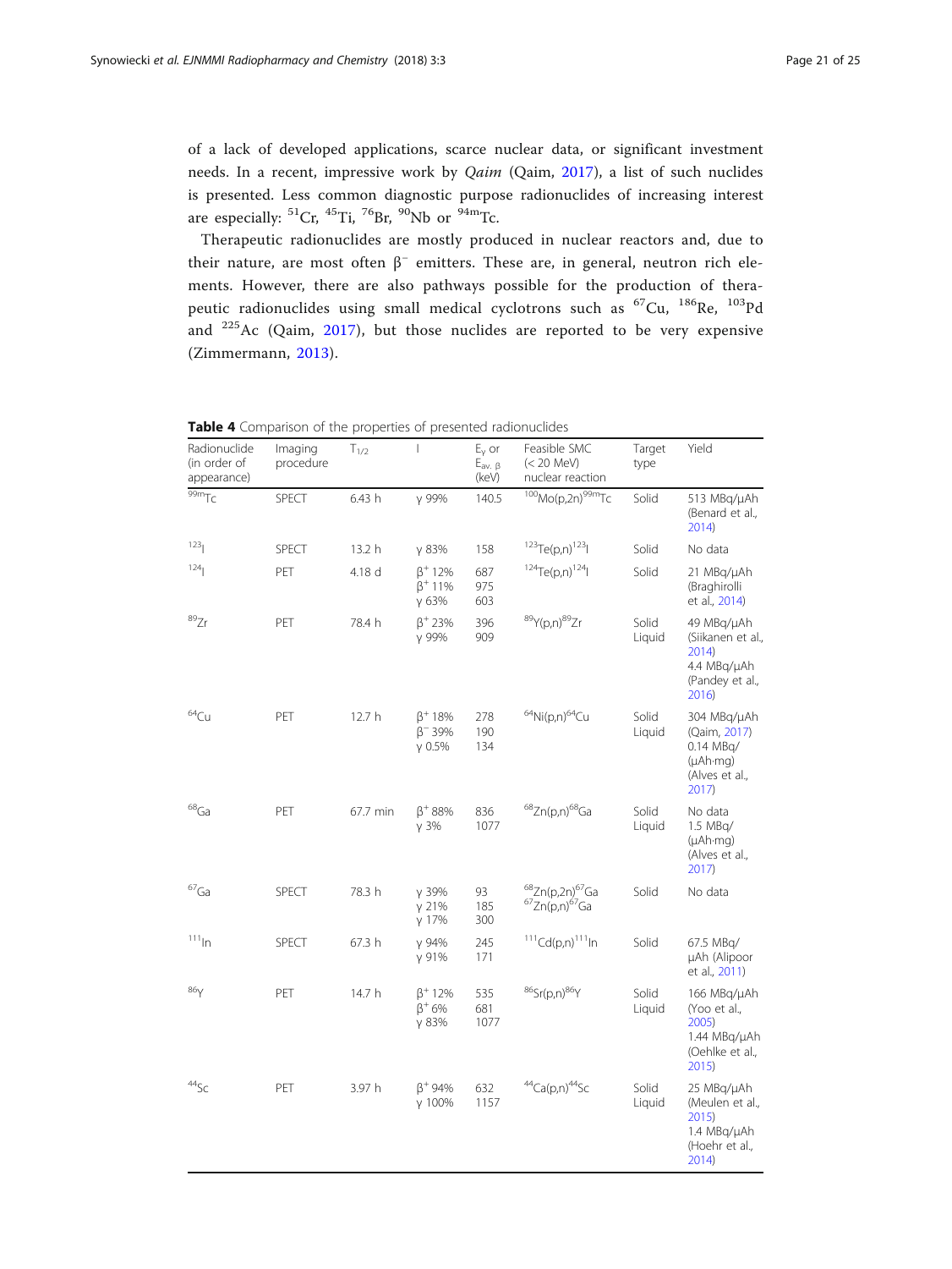of a lack of developed applications, scarce nuclear data, or significant investment needs. In a recent, impressive work by *Qaim* (Qaim, 2017), a list of such nuclides is presented. Less common diagnostic purpose radionuclides of increasing interest are especially: $^{51}$Cr, $^{45}$Ti, $^{76}$Br, $^{90}$Nb or $^{94m}$Tc.

Therapeutic radionuclides are mostly produced in nuclear reactors and, due to their nature, are most often $\beta^-$ emitters. These are, in general, neutron rich elements. However, there are also pathways possible for the production of therapeutic radionuclides using small medical cyclotrons such as $^{67}$Cu, $^{186}$Re, $^{103}$Pd and $^{225}$Ac (Qaim, 2017), but those nuclides are reported to be very expensive (Zimmermann, 2013).

**Table 4** Comparison of the properties of presented radionuclides

| Radionuclide (in order of appearance) | Imaging procedure | $T_{1/2}$ | I | $E_\gamma$ or $E_{av.\ \beta}$ (keV) | Feasible SMC (< 20 MeV) nuclear reaction | Target type | Yield |
|---|---|---|---|---|---|---|---|
| $^{99m}$Tc | SPECT | 6.43 h | γ 99% | 140.5 | $^{100}$Mo(p,2n)$^{99m}$Tc | Solid | 513 MBq/μAh (Benard et al., 2014) |
| $^{123}$I | SPECT | 13.2 h | γ 83% | 158 | $^{123}$Te(p,n)$^{123}$I | Solid | No data |
| $^{124}$I | PET | 4.18 d | $\beta^+$ 12%<br>$\beta^+$ 11%<br>γ 63% | 687<br>975<br>603 | $^{124}$Te(p,n)$^{124}$I | Solid | 21 MBq/μAh (Braghirolli et al., 2014) |
| $^{89}$Zr | PET | 78.4 h | $\beta^+$ 23%<br>γ 99% | 396<br>909 | $^{89}$Y(p,n)$^{89}$Zr | Solid<br>Liquid | 49 MBq/μAh (Siikanen et al., 2014)<br>4.4 MBq/μAh (Pandey et al., 2016) |
| $^{64}$Cu | PET | 12.7 h | $\beta^+$ 18%<br>$\beta^-$ 39%<br>γ 0.5% | 278<br>190<br>134 | $^{64}$Ni(p,n)$^{64}$Cu | Solid<br>Liquid | 304 MBq/μAh (Qaim, 2017)<br>0.14 MBq/(μAh·mg) (Alves et al., 2017) |
| $^{68}$Ga | PET | 67.7 min | $\beta^+$ 88%<br>γ 3% | 836<br>1077 | $^{68}$Zn(p,n)$^{68}$Ga | Solid<br>Liquid | No data<br>1.5 MBq/(μAh·mg) (Alves et al., 2017) |
| $^{67}$Ga | SPECT | 78.3 h | γ 39%<br>γ 21%<br>γ 17% | 93<br>185<br>300 | $^{68}$Zn(p,2n)$^{67}$Ga<br>$^{67}$Zn(p,n)$^{67}$Ga | Solid | No data |
| $^{111}$In | SPECT | 67.3 h | γ 94%<br>γ 91% | 245<br>171 | $^{111}$Cd(p,n)$^{111}$In | Solid | 67.5 MBq/μAh (Alipoor et al., 2011) |
| $^{86}$Y | PET | 14.7 h | $\beta^+$ 12%<br>$\beta^+$ 6%<br>γ 83% | 535<br>681<br>1077 | $^{86}$Sr(p,n)$^{86}$Y | Solid<br>Liquid | 166 MBq/μAh (Yoo et al., 2005)<br>1.44 MBq/μAh (Oehlke et al., 2015) |
| $^{44}$Sc | PET | 3.97 h | $\beta^+$ 94%<br>γ 100% | 632<br>1157 | $^{44}$Ca(p,n)$^{44}$Sc | Solid<br>Liquid | 25 MBq/μAh (Meulen et al., 2015)<br>1.4 MBq/μAh (Hoehr et al., 2014) |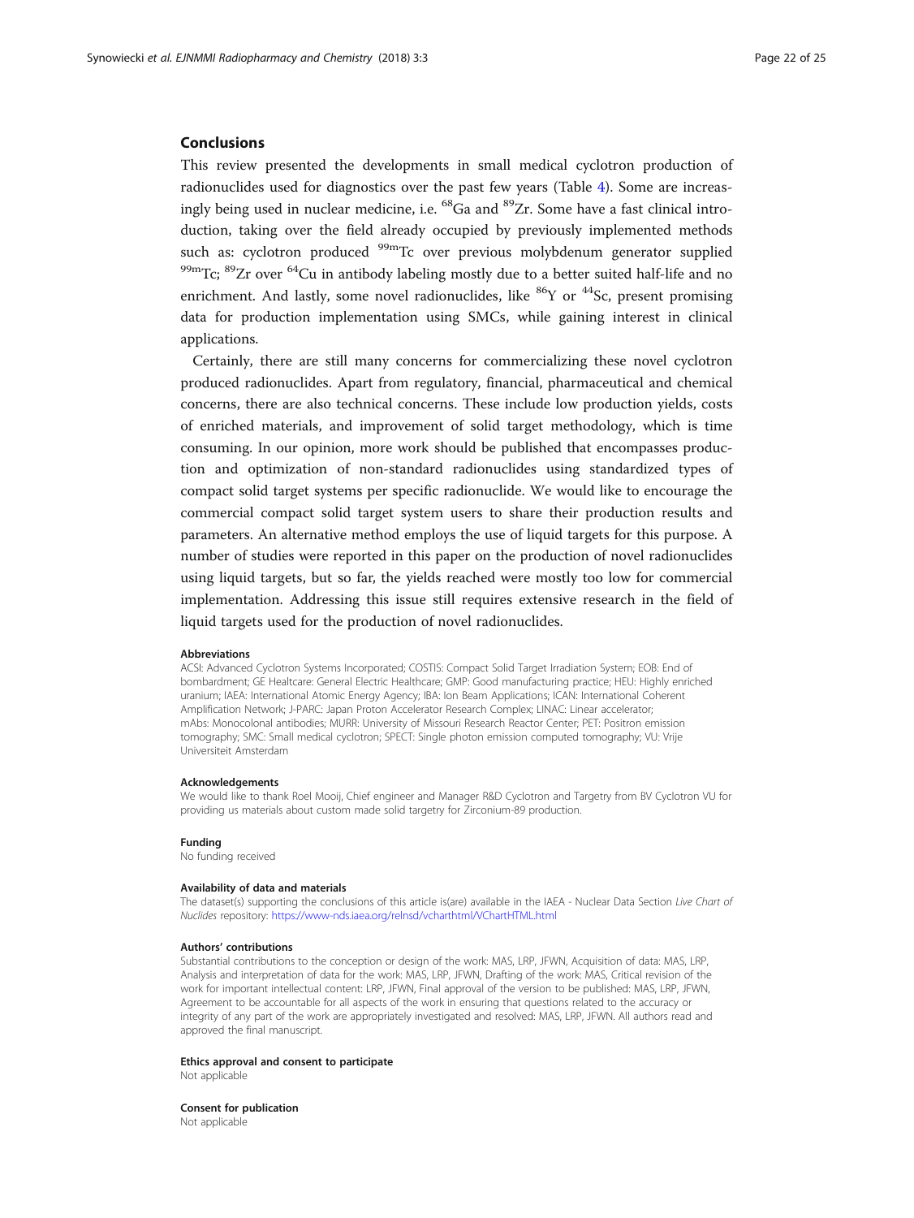## Conclusions

This review presented the developments in small medical cyclotron production of radionuclides used for diagnostics over the past few years (Table 4). Some are increasingly being used in nuclear medicine, i.e. $^{68}$Ga and $^{89}$Zr. Some have a fast clinical introduction, taking over the field already occupied by previously implemented methods such as: cyclotron produced $^{99m}$Tc over previous molybdenum generator supplied $^{99m}$Tc; $^{89}$Zr over $^{64}$Cu in antibody labeling mostly due to a better suited half-life and no enrichment. And lastly, some novel radionuclides, like $^{86}$Y or $^{44}$Sc, present promising data for production implementation using SMCs, while gaining interest in clinical applications.

Certainly, there are still many concerns for commercializing these novel cyclotron produced radionuclides. Apart from regulatory, financial, pharmaceutical and chemical concerns, there are also technical concerns. These include low production yields, costs of enriched materials, and improvement of solid target methodology, which is time consuming. In our opinion, more work should be published that encompasses production and optimization of non-standard radionuclides using standardized types of compact solid target systems per specific radionuclide. We would like to encourage the commercial compact solid target system users to share their production results and parameters. An alternative method employs the use of liquid targets for this purpose. A number of studies were reported in this paper on the production of novel radionuclides using liquid targets, but so far, the yields reached were mostly too low for commercial implementation. Addressing this issue still requires extensive research in the field of liquid targets used for the production of novel radionuclides.

#### Abbreviations

ACSI: Advanced Cyclotron Systems Incorporated; COSTIS: Compact Solid Target Irradiation System; EOB: End of bombardment; GE Healtcare: General Electric Healthcare; GMP: Good manufacturing practice; HEU: Highly enriched uranium; IAEA: International Atomic Energy Agency; IBA: Ion Beam Applications; ICAN: International Coherent Amplification Network; J-PARC: Japan Proton Accelerator Research Complex; LINAC: Linear accelerator; mAbs: Monocolonal antibodies; MURR: University of Missouri Research Reactor Center; PET: Positron emission tomography; SMC: Small medical cyclotron; SPECT: Single photon emission computed tomography; VU: Vrije Universiteit Amsterdam

#### Acknowledgements

We would like to thank Roel Mooij, Chief engineer and Manager R&D Cyclotron and Targetry from BV Cyclotron VU for providing us materials about custom made solid targetry for Zirconium-89 production.

#### Funding

No funding received

#### Availability of data and materials

The dataset(s) supporting the conclusions of this article is(are) available in the IAEA - Nuclear Data Section *Live Chart of Nuclides* repository: https://www-nds.iaea.org/relnsd/vcharthtml/VChartHTML.html

#### Authors' contributions

Substantial contributions to the conception or design of the work: MAS, LRP, JFWN, Acquisition of data: MAS, LRP, Analysis and interpretation of data for the work: MAS, LRP, JFWN, Drafting of the work: MAS, Critical revision of the work for important intellectual content: LRP, JFWN, Final approval of the version to be published: MAS, LRP, JFWN, Agreement to be accountable for all aspects of the work in ensuring that questions related to the accuracy or integrity of any part of the work are appropriately investigated and resolved: MAS, LRP, JFWN. All authors read and approved the final manuscript.

#### Ethics approval and consent to participate

Not applicable

#### Consent for publication

Not applicable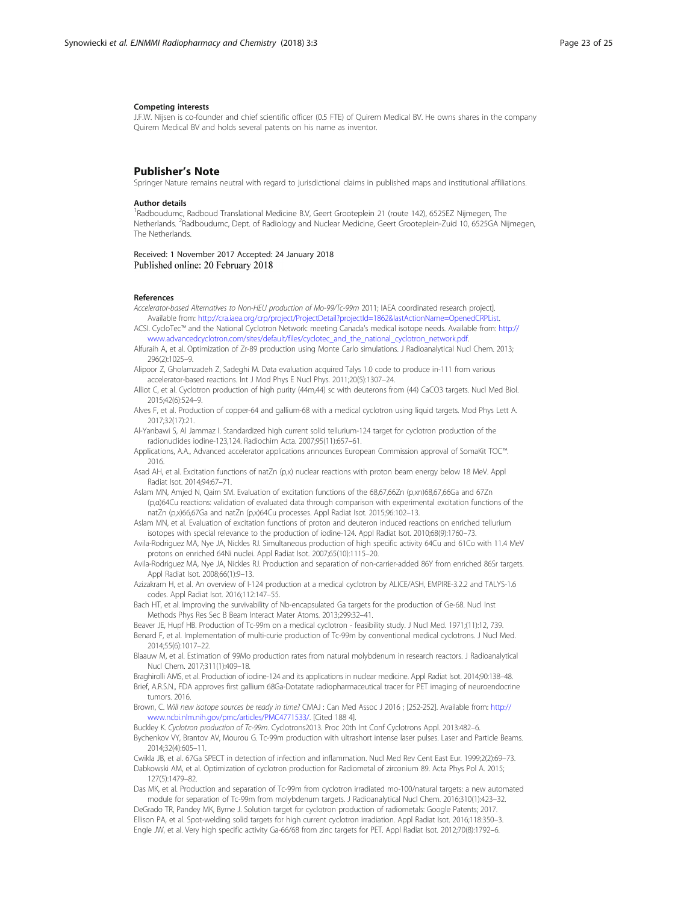#### Competing interests

J.F.W. Nijsen is co-founder and chief scientific officer (0.5 FTE) of Quirem Medical BV. He owns shares in the company Quirem Medical BV and holds several patents on his name as inventor.

## Publisher's Note

Springer Nature remains neutral with regard to jurisdictional claims in published maps and institutional affiliations.

#### Author details

[1]Radboudumc, Radboud Translational Medicine B.V, Geert Grooteplein 21 (route 142), 6525EZ Nijmegen, The Netherlands. [2]Radboudumc, Dept. of Radiology and Nuclear Medicine, Geert Grooteplein-Zuid 10, 6525GA Nijmegen, The Netherlands.

Received: 1 November 2017 Accepted: 24 January 2018
Published online: 20 February 2018

#### References

*Accelerator-based Alternatives to Non-HEU production of Mo-99/Tc-99m* 2011; IAEA coordinated research project]. Available from: http://cra.iaea.org/crp/project/ProjectDetail?projectId=1862&lastActionName=OpenedCRPList.

ACSI. CycloTec™ and the National Cyclotron Network: meeting Canada's medical isotope needs. Available from: http://www.advancedcyclotron.com/sites/default/files/cyclotec_and_the_national_cyclotron_network.pdf.

Alfuraih A, et al. Optimization of Zr-89 production using Monte Carlo simulations. J Radioanalytical Nucl Chem. 2013; 296(2):1025–9.

Alipoor Z, Gholamzadeh Z, Sadeghi M. Data evaluation acquired Talys 1.0 code to produce in-111 from various accelerator-based reactions. Int J Mod Phys E Nucl Phys. 2011;20(5):1307–24.

Alliot C, et al. Cyclotron production of high purity (44m,44) sc with deuterons from (44) CaCO3 targets. Nucl Med Biol. 2015;42(6):524–9.

Alves F, et al. Production of copper-64 and gallium-68 with a medical cyclotron using liquid targets. Mod Phys Lett A. 2017;32(17):21.

Al-Yanbawi S, Al Jammaz I. Standardized high current solid tellurium-124 target for cyclotron production of the radionuclides iodine-123,124. Radiochim Acta. 2007;95(11):657–61.

Applications, A.A., Advanced accelerator applications announces European Commission approval of SomaKit TOC™. 2016.

Asad AH, et al. Excitation functions of natZn (p,x) nuclear reactions with proton beam energy below 18 MeV. Appl Radiat Isot. 2014;94:67–71.

Aslam MN, Amjed N, Qaim SM. Evaluation of excitation functions of the 68,67,66Zn (p,xn)68,67,66Ga and 67Zn (p,α)64Cu reactions: validation of evaluated data through comparison with experimental excitation functions of the natZn (p,x)66,67Ga and natZn (p,x)64Cu processes. Appl Radiat Isot. 2015;96:102–13.

Aslam MN, et al. Evaluation of excitation functions of proton and deuteron induced reactions on enriched tellurium isotopes with special relevance to the production of iodine-124. Appl Radiat Isot. 2010;68(9):1760–73.

Avila-Rodriguez MA, Nye JA, Nickles RJ. Simultaneous production of high specific activity 64Cu and 61Co with 11.4 MeV protons on enriched 64Ni nuclei. Appl Radiat Isot. 2007;65(10):1115–20.

Avila-Rodriguez MA, Nye JA, Nickles RJ. Production and separation of non-carrier-added 86Y from enriched 86Sr targets. Appl Radiat Isot. 2008;66(1):9–13.

Azizakram H, et al. An overview of I-124 production at a medical cyclotron by ALICE/ASH, EMPIRE-3.2.2 and TALYS-1.6 codes. Appl Radiat Isot. 2016;112:147–55.

Bach HT, et al. Improving the survivability of Nb-encapsulated Ga targets for the production of Ge-68. Nucl Inst Methods Phys Res Sec B Beam Interact Mater Atoms. 2013;299:32–41.

Beaver JE, Hupf HB. Production of Tc-99m on a medical cyclotron - feasibility study. J Nucl Med. 1971;(11):12, 739.

Benard F, et al. Implementation of multi-curie production of Tc-99m by conventional medical cyclotrons. J Nucl Med. 2014;55(6):1017–22.

Blaauw M, et al. Estimation of 99Mo production rates from natural molybdenum in research reactors. J Radioanalytical Nucl Chem. 2017;311(1):409–18.

Braghirolli AMS, et al. Production of iodine-124 and its applications in nuclear medicine. Appl Radiat Isot. 2014;90:138–48.

Brief, A.R.S.N., FDA approves first gallium 68Ga-Dotatate radiopharmaceutical tracer for PET imaging of neuroendocrine tumors. 2016.

Brown, C. *Will new isotope sources be ready in time?* CMAJ : Can Med Assoc J 2016 ; [252-252]. Available from: http://www.ncbi.nlm.nih.gov/pmc/articles/PMC4771533/. [Cited 188 4].

Buckley K. *Cyclotron production of Tc-99m*. Cyclotrons2013. Proc 20th Int Conf Cyclotrons Appl. 2013:482–6.

Bychenkov VY, Brantov AV, Mourou G. Tc-99m production with ultrashort intense laser pulses. Laser and Particle Beams. 2014;32(4):605–11.

Cwikla JB, et al. 67Ga SPECT in detection of infection and inflammation. Nucl Med Rev Cent East Eur. 1999;2(2):69–73.

Dabkowski AM, et al. Optimization of cyclotron production for Radiometal of zirconium 89. Acta Phys Pol A. 2015; 127(5):1479–82.

Das MK, et al. Production and separation of Tc-99m from cyclotron irradiated mo-100/natural targets: a new automated module for separation of Tc-99m from molybdenum targets. J Radioanalytical Nucl Chem. 2016;310(1):423–32.

DeGrado TR, Pandey MK, Byrne J. Solution target for cyclotron production of radiometals: Google Patents; 2017.

Ellison PA, et al. Spot-welding solid targets for high current cyclotron irradiation. Appl Radiat Isot. 2016;118:350–3.

Engle JW, et al. Very high specific activity Ga-66/68 from zinc targets for PET. Appl Radiat Isot. 2012;70(8):1792–6.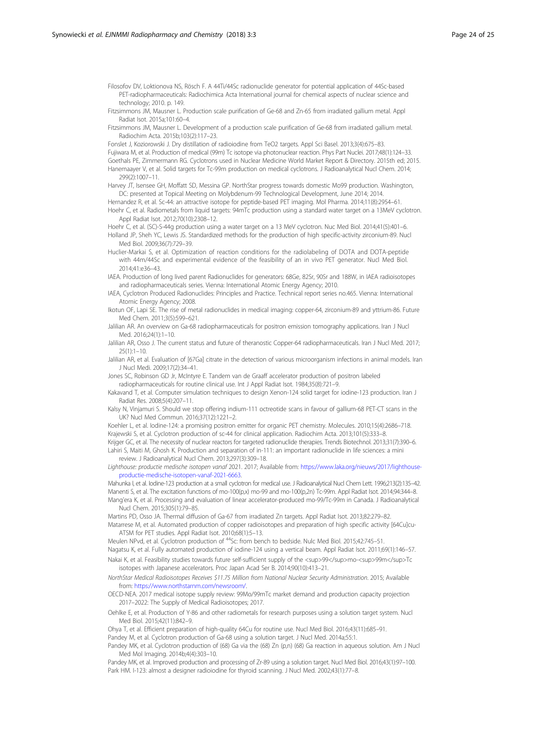Filosofov DV, Loktionova NS, Rösch F. A 44Ti/44Sc radionuclide generator for potential application of 44Sc-based PET-radiopharmaceuticals: Radiochimica Acta International journal for chemical aspects of nuclear science and technology; 2010. p. 149.

Fitzsimmons JM, Mausner L. Production scale purification of Ge-68 and Zn-65 from irradiated gallium metal. Appl Radiat Isot. 2015a;101:60–4.

Fitzsimmons JM, Mausner L. Development of a production scale purification of Ge-68 from irradiated gallium metal. Radiochim Acta. 2015b;103(2):117–23.

Fonslet J, Koziorowski J. Dry distillation of radioiodine from TeO2 targets. Appl Sci Basel. 2013;3(4):675–83.

Fujiwara M, et al. Production of medical (99m) Tc isotope via photonuclear reaction. Phys Part Nuclei. 2017;48(1):124–33.

Goethals PE, Zimmermann RG. Cyclotrons used in Nuclear Medicine World Market Report & Directory. 2015th ed; 2015.

Hanemaayer V, et al. Solid targets for Tc-99m production on medical cyclotrons. J Radioanalytical Nucl Chem. 2014; 299(2):1007–11.

Harvey JT, Isensee GH, Moffatt SD, Messina GP. NorthStar progress towards domestic Mo99 production. Washington, DC: presented at Topical Meeting on Molybdenum-99 Technological Development, June 2014; 2014.

Hernandez R, et al. Sc-44: an attractive isotope for peptide-based PET imaging. Mol Pharma. 2014;11(8):2954–61.

Hoehr C, et al. Radiometals from liquid targets: 94mTc production using a standard water target on a 13MeV cyclotron. Appl Radiat Isot. 2012;70(10):2308–12.

Hoehr C, et al. (SC)-S-44g production using a water target on a 13 MeV cyclotron. Nuc Med Biol. 2014;41(5):401–6.

Holland JP, Sheh YC, Lewis JS. Standardized methods for the production of high specific-activity zirconium-89. Nucl Med Biol. 2009;36(7):729–39.

Huclier-Markai S, et al. Optimization of reaction conditions for the radiolabeling of DOTA and DOTA-peptide with 44m/44Sc and experimental evidence of the feasibility of an in vivo PET generator. Nucl Med Biol. 2014;41:e36–43.

IAEA. Production of long lived parent Radionuclides for generators: 68Ge, 82Sr, 90Sr and 188W, in IAEA radioisotopes and radiopharmaceuticals series. Vienna: International Atomic Energy Agency; 2010.

IAEA, Cyclotron Produced Radionuclides: Principles and Practice. Technical report series no.465. Vienna: International Atomic Energy Agency; 2008.

Ikotun OF, Lapi SE. The rise of metal radionuclides in medical imaging: copper-64, zirconium-89 and yttrium-86. Future Med Chem. 2011;3(5):599–621.

Jalilian AR. An overview on Ga-68 radiopharmaceuticals for positron emission tomography applications. Iran J Nucl Med. 2016;24(1):1–10.

Jalilian AR, Osso J. The current status and future of theranostic Copper-64 radiopharmaceuticals. Iran J Nucl Med. 2017; 25(1):1–10.

Jalilian AR, et al. Evaluation of [67Ga] citrate in the detection of various microorganism infections in animal models. Iran J Nucl Medi. 2009;17(2):34–41.

Jones SC, Robinson GD Jr, McIntyre E. Tandem van de Graaff accelerator production of positron labeled radiopharmaceuticals for routine clinical use. Int J Appl Radiat Isot. 1984;35(8):721–9.

Kakavand T, et al. Computer simulation techniques to design Xenon-124 solid target for iodine-123 production. Iran J Radiat Res. 2008;5(4):207–11.

Kalsy N, Vinjamuri S. Should we stop offering indium-111 octreotide scans in favour of gallium-68 PET-CT scans in the UK? Nucl Med Commun. 2016;37(12):1221–2.

Koehler L, et al. Iodine-124: a promising positron emitter for organic PET chemistry. Molecules. 2010;15(4):2686–718.

Krajewski S, et al. Cyclotron production of sc-44 for clinical application. Radiochim Acta. 2013;101(5):333–8.

Krijger GC, et al. The necessity of nuclear reactors for targeted radionuclide therapies. Trends Biotechnol. 2013;31(7):390–6.

Lahiri S, Maiti M, Ghosh K. Production and separation of in-111: an important radionuclide in life sciences: a mini review. J Radioanalytical Nucl Chem. 2013;297(3):309–18.

*Lighthouse: productie medische isotopen vanaf* 2021. 2017; Available from: https://www.laka.org/nieuws/2017/lighthouse-productie-medische-isotopen-vanaf-2021-6663.

Mahunka I, et al. Iodine-123 production at a small cyclotron for medical use. J Radioanalytical Nucl Chem Lett. 1996;213(2):135–42.

Manenti S, et al. The excitation functions of mo-100(p,x) mo-99 and mo-100(p,2n) Tc-99m. Appl Radiat Isot. 2014;94:344–8.

Mang'era K, et al. Processing and evaluation of linear accelerator-produced mo-99/Tc-99m in Canada. J Radioanalytical Nucl Chem. 2015;305(1):79–85.

Martins PD, Osso JA. Thermal diffusion of Ga-67 from irradiated Zn targets. Appl Radiat Isot. 2013;82:279–82.

Matarrese M, et al. Automated production of copper radioisotopes and preparation of high specific activity [64Cu]cu-ATSM for PET studies. Appl Radiat Isot. 2010;68(1):5–13.

Meulen NPvd, et al. Cyclotron production of $^{44}$Sc: from bench to bedside. Nulc Med Biol. 2015;42:745–51.

Nagatsu K, et al. Fully automated production of iodine-124 using a vertical beam. Appl Radiat Isot. 2011;69(1):146–57.

Nakai K, et al. Feasibility studies towards future self-sufficient supply of the <sup>99</sup>mo-<sup>99m</sup>Tc isotopes with Japanese accelerators. Proc Japan Acad Ser B. 2014;90(10):413–21.

*NorthStar Medical Radioisotopes Receives $11.75 Million from National Nuclear Security Administration*. 2015; Available from: https://www.northstarnm.com/newsroom/.

OECD-NEA. 2017 medical isotope supply review: 99Mo/99mTc market demand and production capacity projection 2017–2022: The Supply of Medical Radioisotopes; 2017.

Oehlke E, et al. Production of Y-86 and other radiometals for research purposes using a solution target system. Nucl Med Biol. 2015;42(11):842–9.

Ohya T, et al. Efficient preparation of high-quality 64Cu for routine use. Nucl Med Biol. 2016;43(11):685–91.

Pandey M, et al. Cyclotron production of Ga-68 using a solution target. J Nucl Med. 2014a;55:1.

Pandey MK, et al. Cyclotron production of (68) Ga via the (68) Zn (p,n) (68) Ga reaction in aqueous solution. Am J Nucl Med Mol Imaging. 2014b;4(4):303–10.

Pandey MK, et al. Improved production and processing of Zr-89 using a solution target. Nucl Med Biol. 2016;43(1):97–100.

Park HM. I-123: almost a designer radioiodine for thyroid scanning. J Nucl Med. 2002;43(1):77–8.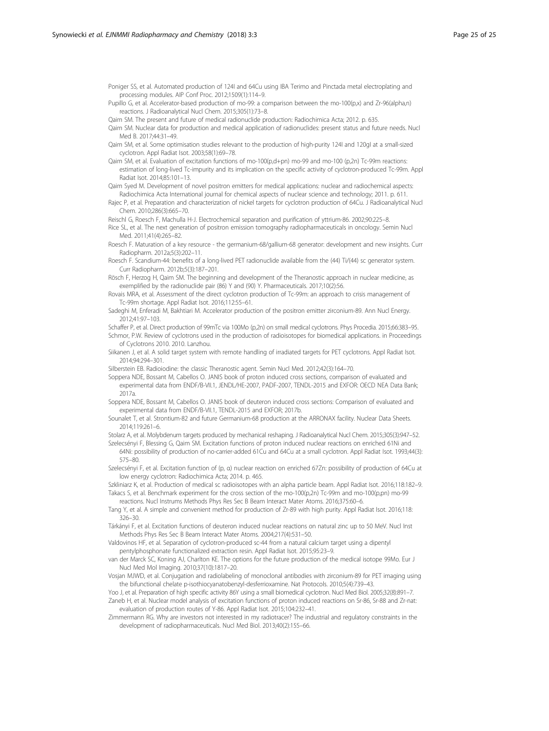Poniger SS, et al. Automated production of 124I and 64Cu using IBA Terimo and Pinctada metal electroplating and processing modules. AIP Conf Proc. 2012;1509(1):114–9.

Pupillo G, et al. Accelerator-based production of mo-99: a comparison between the mo-100(p,x) and Zr-96(alpha,n) reactions. J Radioanalytical Nucl Chem. 2015;305(1):73–8.

Qaim SM. The present and future of medical radionuclide production: Radiochimica Acta; 2012. p. 635.

Qaim SM. Nuclear data for production and medical application of radionuclides: present status and future needs. Nucl Med B. 2017;44:31–49.

Qaim SM, et al. Some optimisation studies relevant to the production of high-purity 124I and 120gI at a small-sized cyclotron. Appl Radiat Isot. 2003;58(1):69–78.

Qaim SM, et al. Evaluation of excitation functions of mo-100(p,d+pn) mo-99 and mo-100 (p,2n) Tc-99m reactions: estimation of long-lived Tc-impurity and its implication on the specific activity of cyclotron-produced Tc-99m. Appl Radiat Isot. 2014;85:101–13.

Qaim Syed M. Development of novel positron emitters for medical applications: nuclear and radiochemical aspects: Radiochimica Acta International journal for chemical aspects of nuclear science and technology; 2011. p. 611.

Rajec P, et al. Preparation and characterization of nickel targets for cyclotron production of 64Cu. J Radioanalytical Nucl Chem. 2010;286(3):665–70.

Reischl G, Roesch F, Machulla H-J. Electrochemical separation and purification of yttrium-86. 2002;90:225–8.

Rice SL, et al. The next generation of positron emission tomography radiopharmaceuticals in oncology. Semin Nucl Med. 2011;41(4):265–82.

Roesch F. Maturation of a key resource - the germanium-68/gallium-68 generator: development and new insights. Curr Radiopharm. 2012a;5(3):202–11.

Roesch F. Scandium-44: benefits of a long-lived PET radionuclide available from the (44) Ti/(44) sc generator system. Curr Radiopharm. 2012b;5(3):187–201.

Rösch F, Herzog H, Qaim SM. The beginning and development of the Theranostic approach in nuclear medicine, as exemplified by the radionuclide pair (86) Y and (90) Y. Pharmaceuticals. 2017;10(2):56.

Rovais MRA, et al. Assessment of the direct cyclotron production of Tc-99m: an approach to crisis management of Tc-99m shortage. Appl Radiat Isot. 2016;112:55–61.

Sadeghi M, Enferadi M, Bakhtiari M. Accelerator production of the positron emitter zirconium-89. Ann Nucl Energy. 2012;41:97–103.

Schaffer P, et al. Direct production of 99mTc via 100Mo (p,2n) on small medical cyclotrons. Phys Procedia. 2015;66:383–95.

Schmor, P.W. Review of cyclotrons used in the production of radioisotopes for biomedical applications. in Proceedings of Cyclotrons 2010. 2010. Lanzhou.

Siikanen J, et al. A solid target system with remote handling of irradiated targets for PET cyclotrons. Appl Radiat Isot. 2014;94:294–301.

Silberstein EB. Radioiodine: the classic Theranostic agent. Semin Nucl Med. 2012;42(3):164–70.

Soppera NDE, Bossant M, Cabellos O. JANIS book of proton induced cross sections, comparison of evaluated and experimental data from ENDF/B-VII.1, JENDL/HE-2007, PADF-2007, TENDL-2015 and EXFOR: OECD NEA Data Bank; 2017a.

Soppera NDE, Bossant M, Cabellos O. JANIS book of deuteron induced cross sections: Comparison of evaluated and experimental data from ENDF/B-VII.1, TENDL-2015 and EXFOR; 2017b.

Sounalet T, et al. Strontium-82 and future Germanium-68 production at the ARRONAX facility. Nuclear Data Sheets. 2014;119:261–6.

Stolarz A, et al. Molybdenum targets produced by mechanical reshaping. J Radioanalytical Nucl Chem. 2015;305(3):947–52.

Szelecsényi F, Blessing G, Qaim SM. Excitation functions of proton induced nuclear reactions on enriched 61Ni and 64Ni: possibility of production of no-carrier-added 61Cu and 64Cu at a small cyclotron. Appl Radiat Isot. 1993;44(3): 575–80.

Szelecsényi F, et al. Excitation function of (p, α) nuclear reaction on enriched 67Zn: possibility of production of 64Cu at low energy cyclotron: Radiochimica Acta; 2014. p. 465.

Szkliniarz K, et al. Production of medical sc radioisotopes with an alpha particle beam. Appl Radiat Isot. 2016;118:182–9.

Takacs S, et al. Benchmark experiment for the cross section of the mo-100(p,2n) Tc-99m and mo-100(p,pn) mo-99 reactions. Nucl Instrums Methods Phys Res Sec B Beam Interact Mater Atoms. 2016;375:60–6.

Tang Y, et al. A simple and convenient method for production of Zr-89 with high purity. Appl Radiat Isot. 2016;118: 326–30.

Tárkányi F, et al. Excitation functions of deuteron induced nuclear reactions on natural zinc up to 50 MeV. Nucl Inst Methods Phys Res Sec B Beam Interact Mater Atoms. 2004;217(4):531–50.

Valdovinos HF, et al. Separation of cyclotron-produced sc-44 from a natural calcium target using a dipentyl pentylphosphonate functionalized extraction resin. Appl Radiat Isot. 2015;95:23–9.

van der Marck SC, Koning AJ, Charlton KE. The options for the future production of the medical isotope 99Mo. Eur J Nucl Med Mol Imaging. 2010;37(10):1817–20.

Vosjan MJWD, et al. Conjugation and radiolabeling of monoclonal antibodies with zirconium-89 for PET imaging using the bifunctional chelate p-isothiocyanatobenzyl-desferrioxamine. Nat Protocols. 2010;5(4):739–43.

Yoo J, et al. Preparation of high specific activity 86Y using a small biomedical cyclotron. Nucl Med Biol. 2005;32(8):891–7.

Zaneb H, et al. Nuclear model analysis of excitation functions of proton induced reactions on Sr-86, Sr-88 and Zr-nat: evaluation of production routes of Y-86. Appl Radiat Isot. 2015;104:232–41.

Zimmermann RG. Why are investors not interested in my radiotracer? The industrial and regulatory constraints in the development of radiopharmaceuticals. Nucl Med Biol. 2013;40(2):155–66.